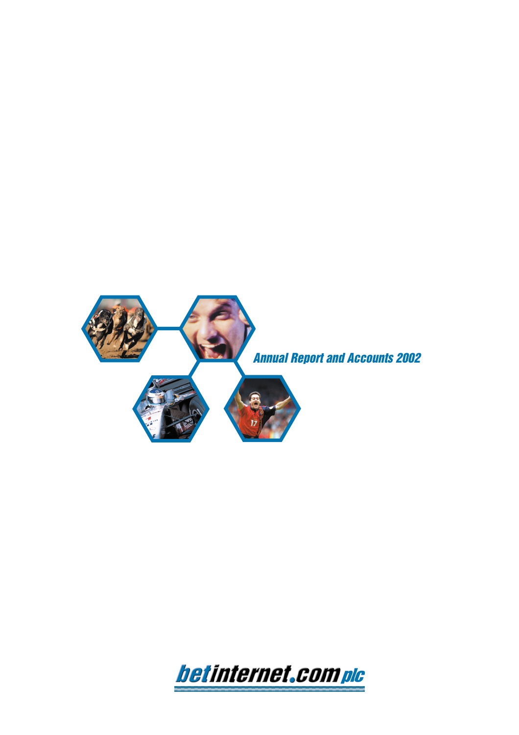# Annual Report and Accounts 2002

**betinternet.com plc**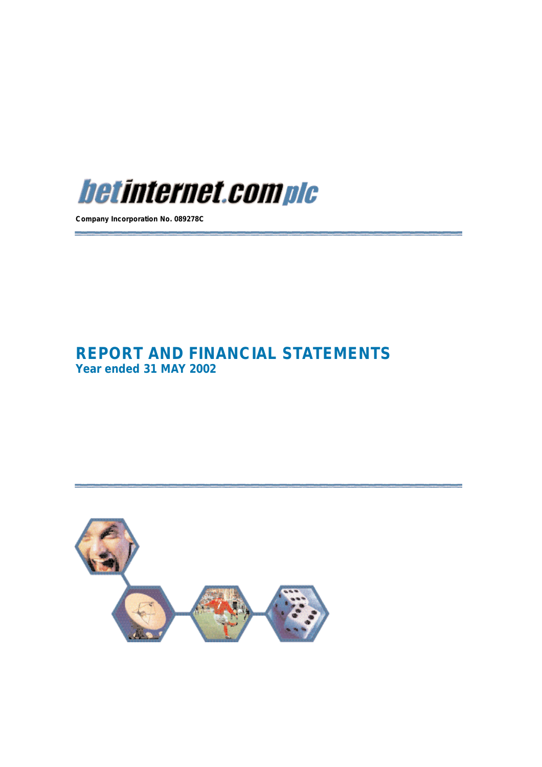# betinternet.complc

**Company Incorporation No. 089278C**

# REPORT AND FINANCIAL STATEMENTS

## Year ended 31 MAY 2002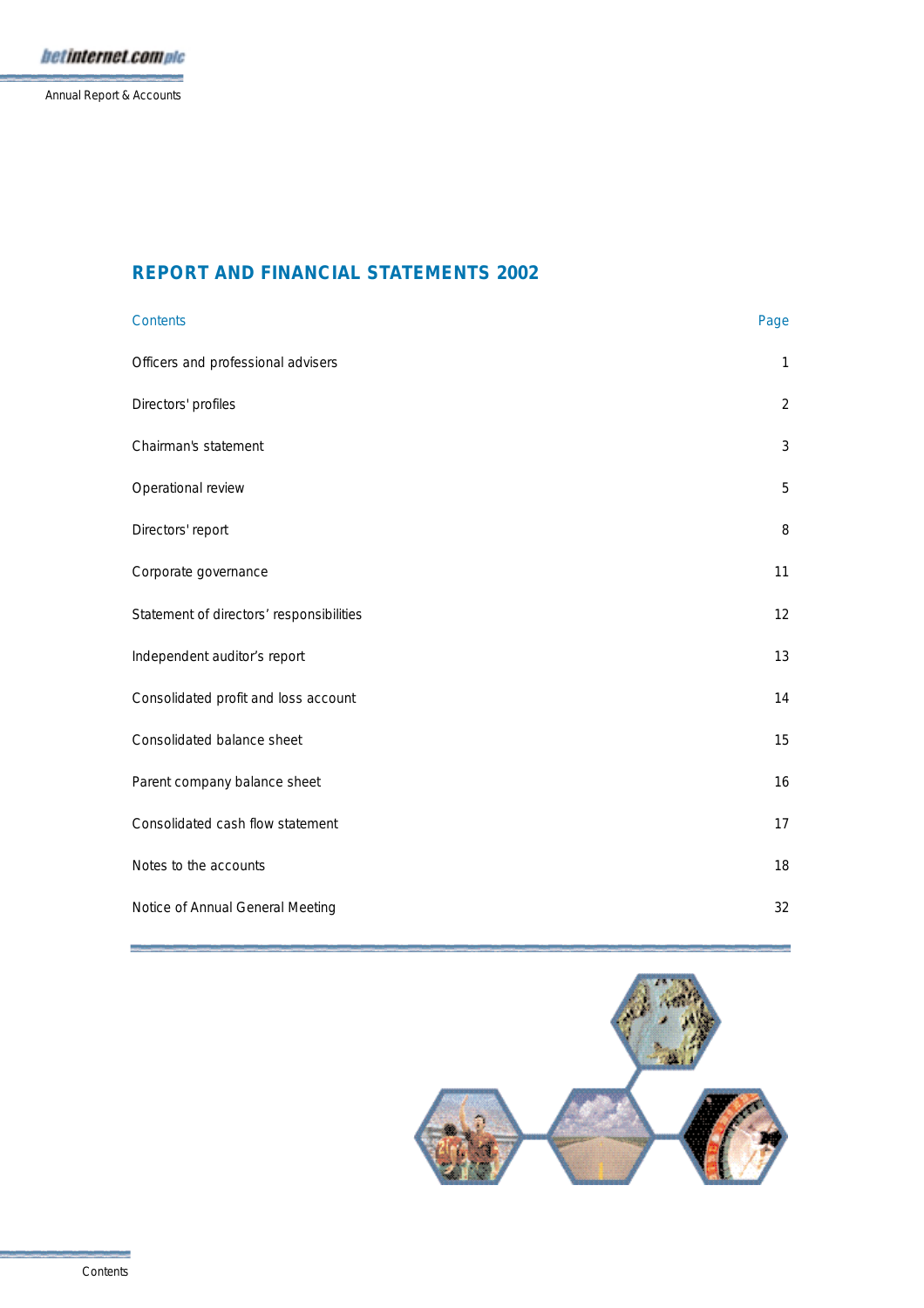# REPORT AND FINANCIAL STATEMENTS 2002

| Contents | Page |
|---|---|
| Officers and professional advisers | 1 |
| Directors' profiles | 2 |
| Chairman's statement | 3 |
| Operational review | 5 |
| Directors' report | 8 |
| Corporate governance | 11 |
| Statement of directors’ responsibilities | 12 |
| Independent auditor’s report | 13 |
| Consolidated profit and loss account | 14 |
| Consolidated balance sheet | 15 |
| Parent company balance sheet | 16 |
| Consolidated cash flow statement | 17 |
| Notes to the accounts | 18 |
| Notice of Annual General Meeting | 32 |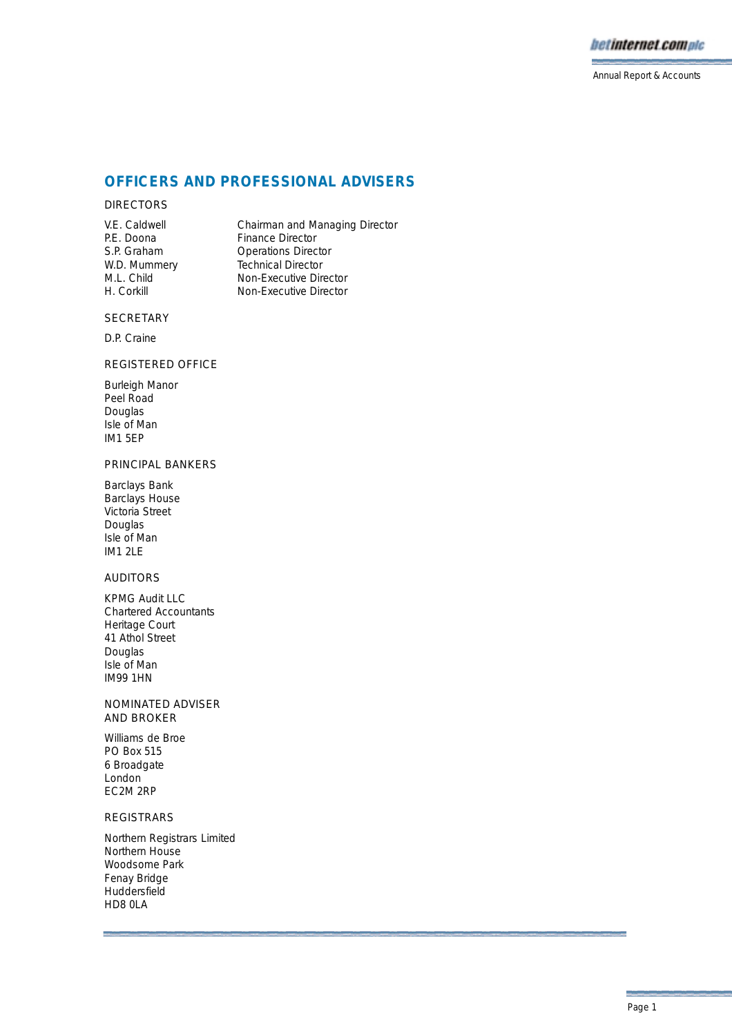# OFFICERS AND PROFESSIONAL ADVISERS

## DIRECTORS

| | |
|---|---|
| V.E. Caldwell | Chairman and Managing Director |
| P.E. Doona | Finance Director |
| S.P. Graham | Operations Director |
| W.D. Mummery | Technical Director |
| M.L. Child | Non-Executive Director |
| H. Corkill | Non-Executive Director |

## SECRETARY

D.P. Craine

## REGISTERED OFFICE

Burleigh Manor
Peel Road
Douglas
Isle of Man
IM1 5EP

## PRINCIPAL BANKERS

Barclays Bank
Barclays House
Victoria Street
Douglas
Isle of Man
IM1 2LE

## AUDITORS

KPMG Audit LLC
Chartered Accountants
Heritage Court
41 Athol Street
Douglas
Isle of Man
IM99 1HN

## NOMINATED ADVISER AND BROKER

Williams de Broe
PO Box 515
6 Broadgate
London
EC2M 2RP

## REGISTRARS

Northern Registrars Limited
Northern House
Woodsome Park
Fenay Bridge
Huddersfield
HD8 0LA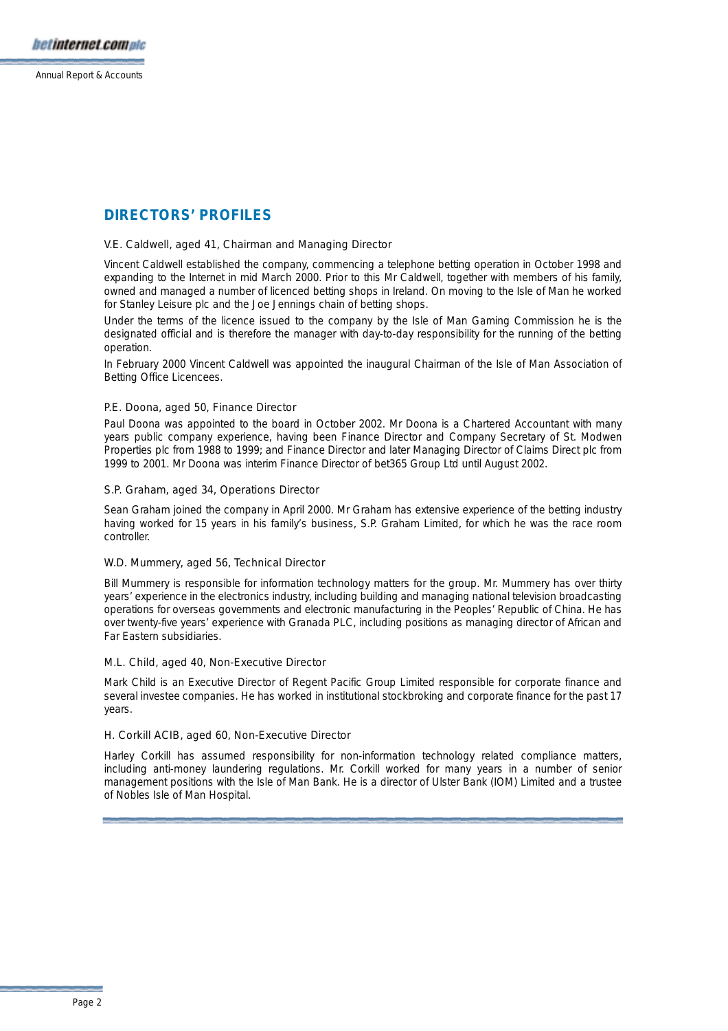## DIRECTORS' PROFILES

V.E. Caldwell, aged 41, Chairman and Managing Director

Vincent Caldwell established the company, commencing a telephone betting operation in October 1998 and expanding to the Internet in mid March 2000. Prior to this Mr Caldwell, together with members of his family, owned and managed a number of licenced betting shops in Ireland. On moving to the Isle of Man he worked for Stanley Leisure plc and the Joe Jennings chain of betting shops.

Under the terms of the licence issued to the company by the Isle of Man Gaming Commission he is the designated official and is therefore the manager with day-to-day responsibility for the running of the betting operation.

In February 2000 Vincent Caldwell was appointed the inaugural Chairman of the Isle of Man Association of Betting Office Licencees.

P.E. Doona, aged 50, Finance Director

Paul Doona was appointed to the board in October 2002. Mr Doona is a Chartered Accountant with many years public company experience, having been Finance Director and Company Secretary of St. Modwen Properties plc from 1988 to 1999; and Finance Director and later Managing Director of Claims Direct plc from 1999 to 2001. Mr Doona was interim Finance Director of bet365 Group Ltd until August 2002.

S.P. Graham, aged 34, Operations Director

Sean Graham joined the company in April 2000. Mr Graham has extensive experience of the betting industry having worked for 15 years in his family's business, S.P. Graham Limited, for which he was the race room controller.

W.D. Mummery, aged 56, Technical Director

Bill Mummery is responsible for information technology matters for the group. Mr. Mummery has over thirty years' experience in the electronics industry, including building and managing national television broadcasting operations for overseas governments and electronic manufacturing in the Peoples' Republic of China. He has over twenty-five years' experience with Granada PLC, including positions as managing director of African and Far Eastern subsidiaries.

M.L. Child, aged 40, Non-Executive Director

Mark Child is an Executive Director of Regent Pacific Group Limited responsible for corporate finance and several investee companies. He has worked in institutional stockbroking and corporate finance for the past 17 years.

H. Corkill ACIB, aged 60, Non-Executive Director

Harley Corkill has assumed responsibility for non-information technology related compliance matters, including anti-money laundering regulations. Mr. Corkill worked for many years in a number of senior management positions with the Isle of Man Bank. He is a director of Ulster Bank (IOM) Limited and a trustee of Nobles Isle of Man Hospital.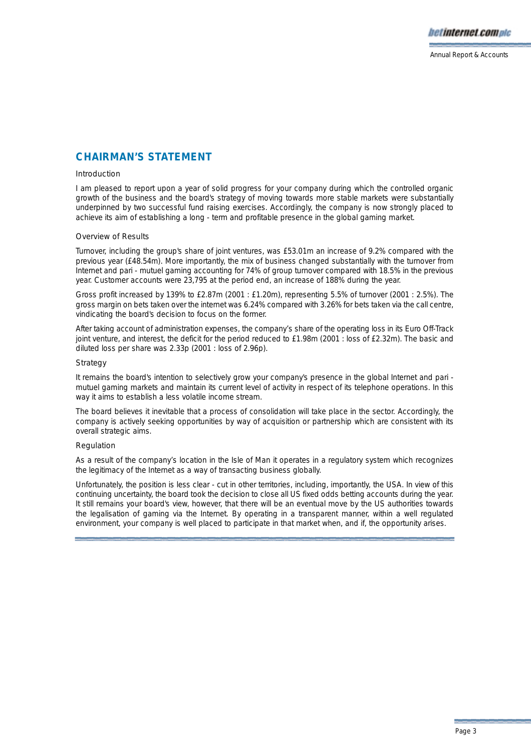## CHAIRMAN'S STATEMENT

### Introduction

I am pleased to report upon a year of solid progress for your company during which the controlled organic growth of the business and the board's strategy of moving towards more stable markets were substantially underpinned by two successful fund raising exercises. Accordingly, the company is now strongly placed to achieve its aim of establishing a long - term and profitable presence in the global gaming market.

### Overview of Results

Turnover, including the group's share of joint ventures, was £53.01m an increase of 9.2% compared with the previous year (£48.54m). More importantly, the mix of business changed substantially with the turnover from Internet and pari - mutuel gaming accounting for 74% of group turnover compared with 18.5% in the previous year. Customer accounts were 23,795 at the period end, an increase of 188% during the year.

Gross profit increased by 139% to £2.87m (2001 : £1.20m), representing 5.5% of turnover (2001 : 2.5%). The gross margin on bets taken over the internet was 6.24% compared with 3.26% for bets taken via the call centre, vindicating the board's decision to focus on the former.

After taking account of administration expenses, the company's share of the operating loss in its Euro Off-Track joint venture, and interest, the deficit for the period reduced to £1.98m (2001 : loss of £2.32m). The basic and diluted loss per share was 2.33p (2001 : loss of 2.96p).

### Strategy

It remains the board's intention to selectively grow your company's presence in the global Internet and pari - mutuel gaming markets and maintain its current level of activity in respect of its telephone operations. In this way it aims to establish a less volatile income stream.

The board believes it inevitable that a process of consolidation will take place in the sector. Accordingly, the company is actively seeking opportunities by way of acquisition or partnership which are consistent with its overall strategic aims.

### Regulation

As a result of the company's location in the Isle of Man it operates in a regulatory system which recognizes the legitimacy of the Internet as a way of transacting business globally.

Unfortunately, the position is less clear - cut in other territories, including, importantly, the USA. In view of this continuing uncertainty, the board took the decision to close all US fixed odds betting accounts during the year. It still remains your board's view, however, that there will be an eventual move by the US authorities towards the legalisation of gaming via the Internet. By operating in a transparent manner, within a well regulated environment, your company is well placed to participate in that market when, and if, the opportunity arises.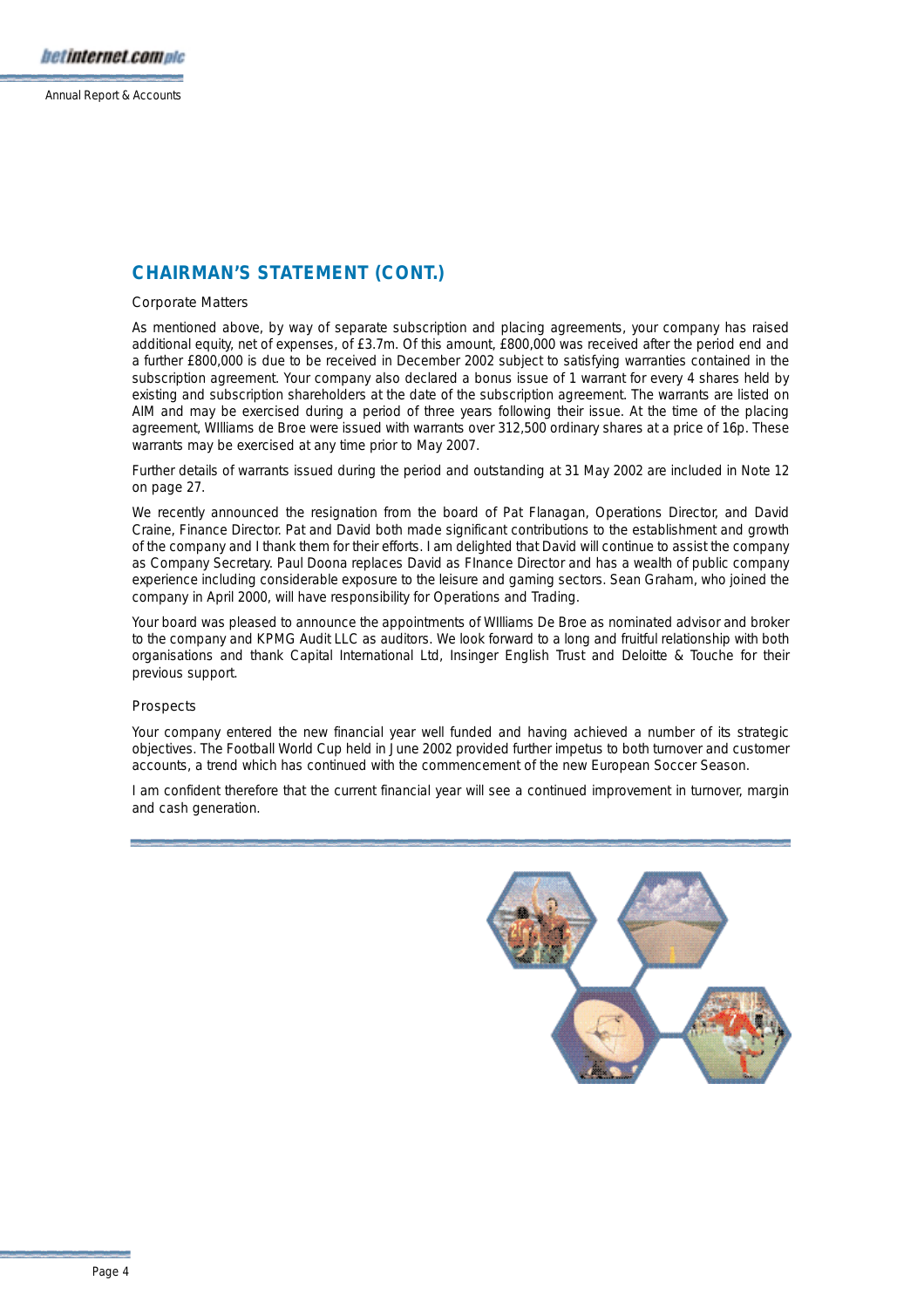## CHAIRMAN'S STATEMENT (CONT.)

### Corporate Matters

As mentioned above, by way of separate subscription and placing agreements, your company has raised additional equity, net of expenses, of £3.7m. Of this amount, £800,000 was received after the period end and a further £800,000 is due to be received in December 2002 subject to satisfying warranties contained in the subscription agreement. Your company also declared a bonus issue of 1 warrant for every 4 shares held by existing and subscription shareholders at the date of the subscription agreement. The warrants are listed on AIM and may be exercised during a period of three years following their issue. At the time of the placing agreement, WIlliams de Broe were issued with warrants over 312,500 ordinary shares at a price of 16p. These warrants may be exercised at any time prior to May 2007.

Further details of warrants issued during the period and outstanding at 31 May 2002 are included in Note 12 on page 27.

We recently announced the resignation from the board of Pat Flanagan, Operations Director, and David Craine, Finance Director. Pat and David both made significant contributions to the establishment and growth of the company and I thank them for their efforts. I am delighted that David will continue to assist the company as Company Secretary. Paul Doona replaces David as FInance Director and has a wealth of public company experience including considerable exposure to the leisure and gaming sectors. Sean Graham, who joined the company in April 2000, will have responsibility for Operations and Trading.

Your board was pleased to announce the appointments of WIlliams De Broe as nominated advisor and broker to the company and KPMG Audit LLC as auditors. We look forward to a long and fruitful relationship with both organisations and thank Capital International Ltd, Insinger English Trust and Deloitte & Touche for their previous support.

### Prospects

Your company entered the new financial year well funded and having achieved a number of its strategic objectives. The Football World Cup held in June 2002 provided further impetus to both turnover and customer accounts, a trend which has continued with the commencement of the new European Soccer Season.

I am confident therefore that the current financial year will see a continued improvement in turnover, margin and cash generation.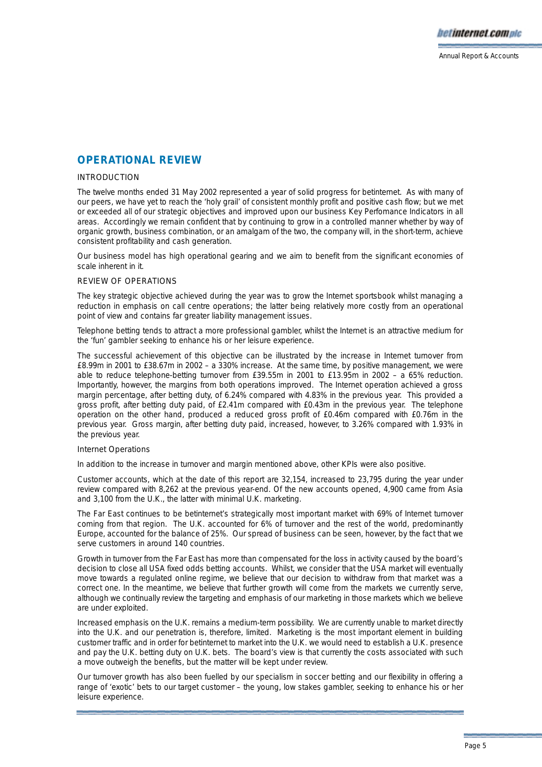## OPERATIONAL REVIEW

### INTRODUCTION

The twelve months ended 31 May 2002 represented a year of solid progress for betinternet. As with many of our peers, we have yet to reach the 'holy grail' of consistent monthly profit and positive cash flow; but we met or exceeded all of our strategic objectives and improved upon our business Key Perfomance Indicators in all areas. Accordingly we remain confident that by continuing to grow in a controlled manner whether by way of organic growth, business combination, or an amalgam of the two, the company will, in the short-term, achieve consistent profitability and cash generation.

Our business model has high operational gearing and we aim to benefit from the significant economies of scale inherent in it.

### REVIEW OF OPERATIONS

The key strategic objective achieved during the year was to grow the Internet sportsbook whilst managing a reduction in emphasis on call centre operations; the latter being relatively more costly from an operational point of view and contains far greater liability management issues.

Telephone betting tends to attract a more professional gambler, whilst the Internet is an attractive medium for the 'fun' gambler seeking to enhance his or her leisure experience.

The successful achievement of this objective can be illustrated by the increase in Internet turnover from £8.99m in 2001 to £38.67m in 2002 – a 330% increase. At the same time, by positive management, we were able to reduce telephone-betting turnover from £39.55m in 2001 to £13.95m in 2002 – a 65% reduction. Importantly, however, the margins from both operations improved. The Internet operation achieved a gross margin percentage, after betting duty, of 6.24% compared with 4.83% in the previous year. This provided a gross profit, after betting duty paid, of £2.41m compared with £0.43m in the previous year. The telephone operation on the other hand, produced a reduced gross profit of £0.46m compared with £0.76m in the previous year. Gross margin, after betting duty paid, increased, however, to 3.26% compared with 1.93% in the previous year.

#### Internet Operations

In addition to the increase in turnover and margin mentioned above, other KPIs were also positive.

Customer accounts, which at the date of this report are 32,154, increased to 23,795 during the year under review compared with 8,262 at the previous year-end. Of the new accounts opened, 4,900 came from Asia and 3,100 from the U.K., the latter with minimal U.K. marketing.

The Far East continues to be betinternet's strategically most important market with 69% of Internet turnover coming from that region. The U.K. accounted for 6% of turnover and the rest of the world, predominantly Europe, accounted for the balance of 25%. Our spread of business can be seen, however, by the fact that we serve customers in around 140 countries.

Growth in turnover from the Far East has more than compensated for the loss in activity caused by the board's decision to close all USA fixed odds betting accounts. Whilst, we consider that the USA market will eventually move towards a regulated online regime, we believe that our decision to withdraw from that market was a correct one. In the meantime, we believe that further growth will come from the markets we currently serve, although we continually review the targeting and emphasis of our marketing in those markets which we believe are under exploited.

Increased emphasis on the U.K. remains a medium-term possibility. We are currently unable to market directly into the U.K. and our penetration is, therefore, limited. Marketing is the most important element in building customer traffic and in order for betinternet to market into the U.K. we would need to establish a U.K. presence and pay the U.K. betting duty on U.K. bets. The board's view is that currently the costs associated with such a move outweigh the benefits, but the matter will be kept under review.

Our turnover growth has also been fuelled by our specialism in soccer betting and our flexibility in offering a range of 'exotic' bets to our target customer – the young, low stakes gambler, seeking to enhance his or her leisure experience.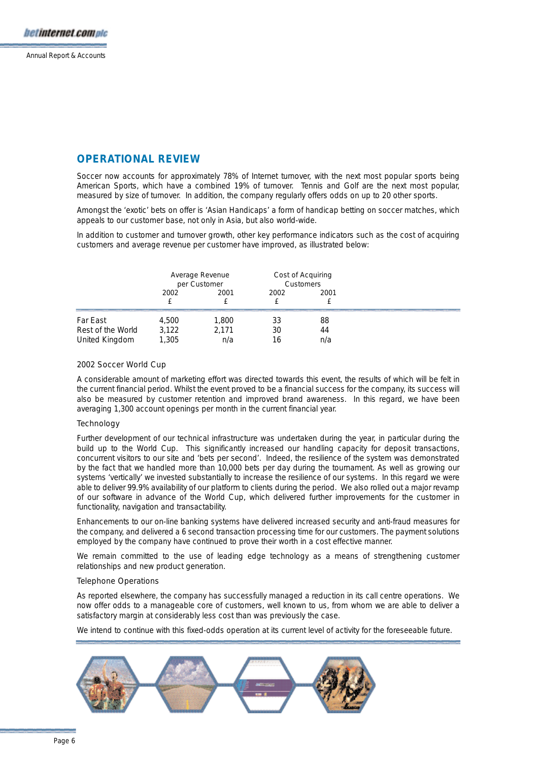## OPERATIONAL REVIEW

Soccer now accounts for approximately 78% of Internet turnover, with the next most popular sports being American Sports, which have a combined 19% of turnover. Tennis and Golf are the next most popular, measured by size of turnover. In addition, the company regularly offers odds on up to 20 other sports.

Amongst the 'exotic' bets on offer is 'Asian Handicaps' a form of handicap betting on soccer matches, which appeals to our customer base, not only in Asia, but also world-wide.

In addition to customer and turnover growth, other key performance indicators such as the cost of acquiring customers and average revenue per customer have improved, as illustrated below:

| | Average Revenue per Customer | | Cost of Acquiring Customers | |
|---|---|---|---|---|
| | 2002 £ | 2001 £ | 2002 £ | 2001 £ |
| Far East | 4,500 | 1,800 | 33 | 88 |
| Rest of the World | 3,122 | 2,171 | 30 | 44 |
| United Kingdom | 1,305 | n/a | 16 | n/a |

### 2002 Soccer World Cup

A considerable amount of marketing effort was directed towards this event, the results of which will be felt in the current financial period. Whilst the event proved to be a financial success for the company, its success will also be measured by customer retention and improved brand awareness. In this regard, we have been averaging 1,300 account openings per month in the current financial year.

### Technology

Further development of our technical infrastructure was undertaken during the year, in particular during the build up to the World Cup. This significantly increased our handling capacity for deposit transactions, concurrent visitors to our site and 'bets per second'. Indeed, the resilience of the system was demonstrated by the fact that we handled more than 10,000 bets per day during the tournament. As well as growing our systems 'vertically' we invested substantially to increase the resilience of our systems. In this regard we were able to deliver 99.9% availability of our platform to clients during the period. We also rolled out a major revamp of our software in advance of the World Cup, which delivered further improvements for the customer in functionality, navigation and transactability.

Enhancements to our on-line banking systems have delivered increased security and anti-fraud measures for the company, and delivered a 6 second transaction processing time for our customers. The payment solutions employed by the company have continued to prove their worth in a cost effective manner.

We remain committed to the use of leading edge technology as a means of strengthening customer relationships and new product generation.

### Telephone Operations

As reported elsewhere, the company has successfully managed a reduction in its call centre operations. We now offer odds to a manageable core of customers, well known to us, from whom we are able to deliver a satisfactory margin at considerably less cost than was previously the case.

We intend to continue with this fixed-odds operation at its current level of activity for the foreseeable future.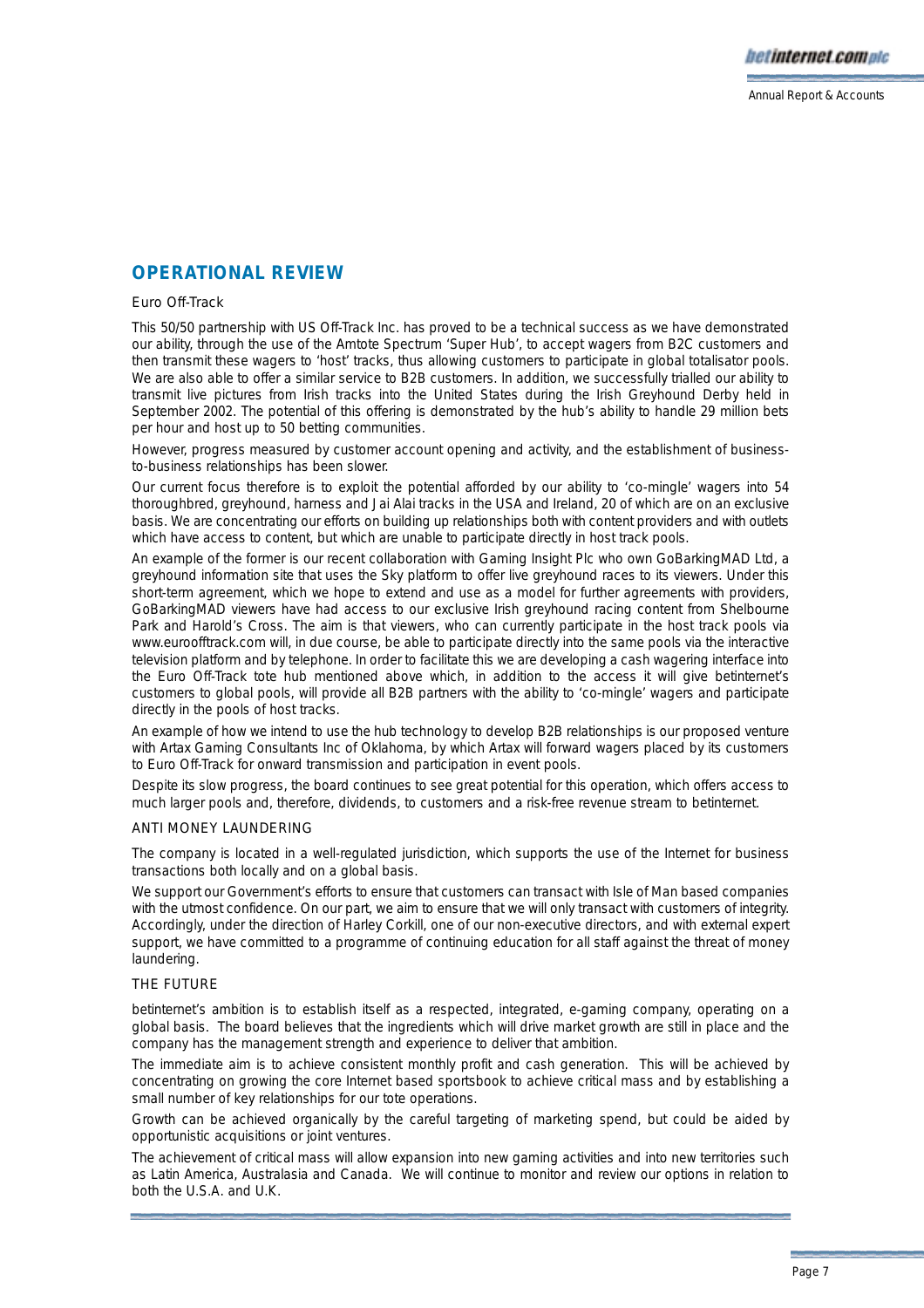## OPERATIONAL REVIEW

### Euro Off-Track

This 50/50 partnership with US Off-Track Inc. has proved to be a technical success as we have demonstrated our ability, through the use of the Amtote Spectrum 'Super Hub', to accept wagers from B2C customers and then transmit these wagers to 'host' tracks, thus allowing customers to participate in global totalisator pools. We are also able to offer a similar service to B2B customers. In addition, we successfully trialled our ability to transmit live pictures from Irish tracks into the United States during the Irish Greyhound Derby held in September 2002. The potential of this offering is demonstrated by the hub's ability to handle 29 million bets per hour and host up to 50 betting communities.

However, progress measured by customer account opening and activity, and the establishment of business-to-business relationships has been slower.

Our current focus therefore is to exploit the potential afforded by our ability to 'co-mingle' wagers into 54 thoroughbred, greyhound, harness and Jai Alai tracks in the USA and Ireland, 20 of which are on an exclusive basis. We are concentrating our efforts on building up relationships both with content providers and with outlets which have access to content, but which are unable to participate directly in host track pools.

An example of the former is our recent collaboration with Gaming Insight Plc who own GoBarkingMAD Ltd, a greyhound information site that uses the Sky platform to offer live greyhound races to its viewers. Under this short-term agreement, which we hope to extend and use as a model for further agreements with providers, GoBarkingMAD viewers have had access to our exclusive Irish greyhound racing content from Shelbourne Park and Harold's Cross. The aim is that viewers, who can currently participate in the host track pools via www.euroofftrack.com will, in due course, be able to participate directly into the same pools via the interactive television platform and by telephone. In order to facilitate this we are developing a cash wagering interface into the Euro Off-Track tote hub mentioned above which, in addition to the access it will give betinternet's customers to global pools, will provide all B2B partners with the ability to 'co-mingle' wagers and participate directly in the pools of host tracks.

An example of how we intend to use the hub technology to develop B2B relationships is our proposed venture with Artax Gaming Consultants Inc of Oklahoma, by which Artax will forward wagers placed by its customers to Euro Off-Track for onward transmission and participation in event pools.

Despite its slow progress, the board continues to see great potential for this operation, which offers access to much larger pools and, therefore, dividends, to customers and a risk-free revenue stream to betinternet.

### ANTI MONEY LAUNDERING

The company is located in a well-regulated jurisdiction, which supports the use of the Internet for business transactions both locally and on a global basis.

We support our Government's efforts to ensure that customers can transact with Isle of Man based companies with the utmost confidence. On our part, we aim to ensure that we will only transact with customers of integrity. Accordingly, under the direction of Harley Corkill, one of our non-executive directors, and with external expert support, we have committed to a programme of continuing education for all staff against the threat of money laundering.

### THE FUTURE

betinternet's ambition is to establish itself as a respected, integrated, e-gaming company, operating on a global basis. The board believes that the ingredients which will drive market growth are still in place and the company has the management strength and experience to deliver that ambition.

The immediate aim is to achieve consistent monthly profit and cash generation. This will be achieved by concentrating on growing the core Internet based sportsbook to achieve critical mass and by establishing a small number of key relationships for our tote operations.

Growth can be achieved organically by the careful targeting of marketing spend, but could be aided by opportunistic acquisitions or joint ventures.

The achievement of critical mass will allow expansion into new gaming activities and into new territories such as Latin America, Australasia and Canada. We will continue to monitor and review our options in relation to both the U.S.A. and U.K.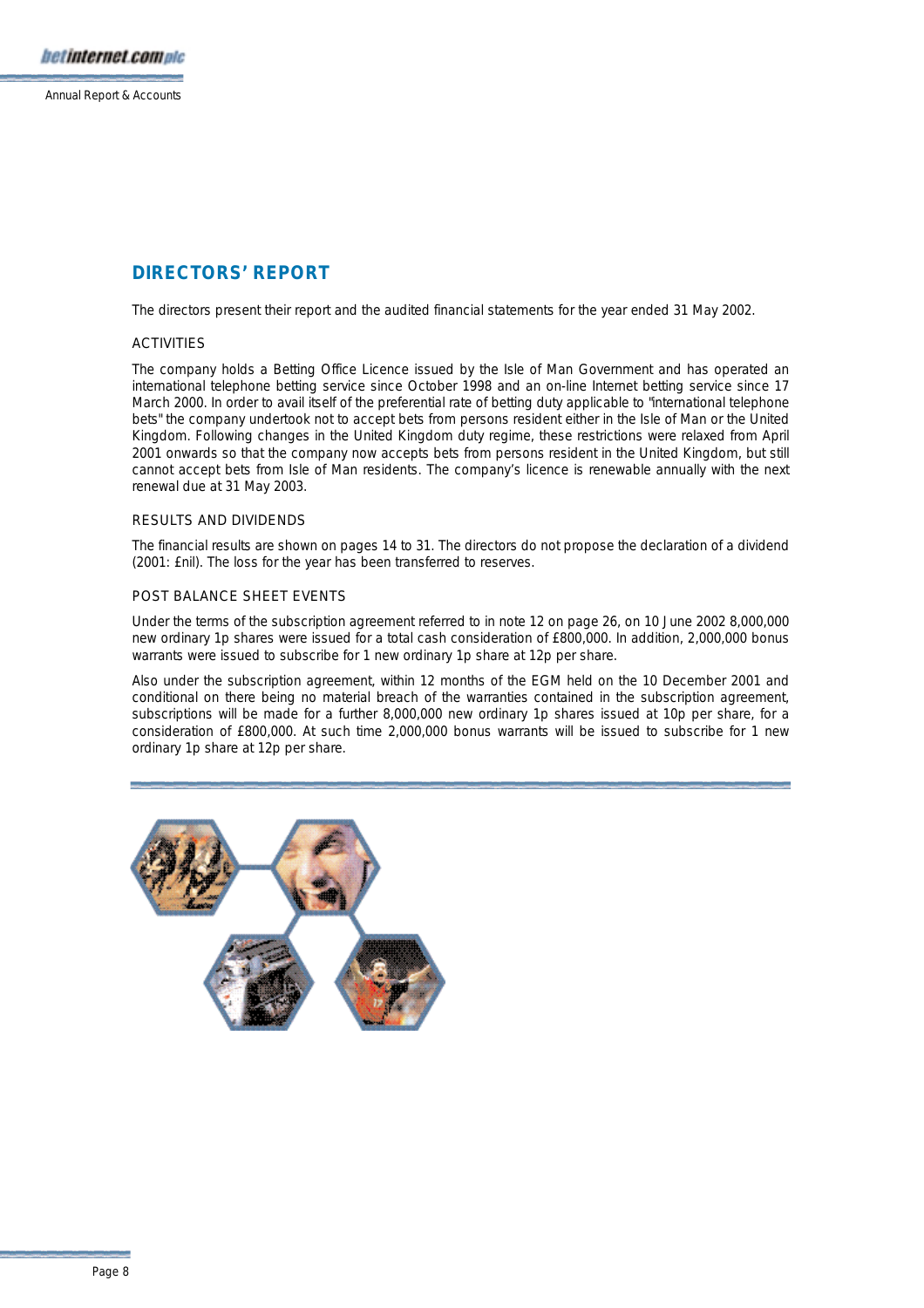## DIRECTORS' REPORT

The directors present their report and the audited financial statements for the year ended 31 May 2002.

### ACTIVITIES

The company holds a Betting Office Licence issued by the Isle of Man Government and has operated an international telephone betting service since October 1998 and an on-line Internet betting service since 17 March 2000. In order to avail itself of the preferential rate of betting duty applicable to "international telephone bets" the company undertook not to accept bets from persons resident either in the Isle of Man or the United Kingdom. Following changes in the United Kingdom duty regime, these restrictions were relaxed from April 2001 onwards so that the company now accepts bets from persons resident in the United Kingdom, but still cannot accept bets from Isle of Man residents. The company's licence is renewable annually with the next renewal due at 31 May 2003.

### RESULTS AND DIVIDENDS

The financial results are shown on pages 14 to 31. The directors do not propose the declaration of a dividend (2001: £nil). The loss for the year has been transferred to reserves.

### POST BALANCE SHEET EVENTS

Under the terms of the subscription agreement referred to in note 12 on page 26, on 10 June 2002 8,000,000 new ordinary 1p shares were issued for a total cash consideration of £800,000. In addition, 2,000,000 bonus warrants were issued to subscribe for 1 new ordinary 1p share at 12p per share.

Also under the subscription agreement, within 12 months of the EGM held on the 10 December 2001 and conditional on there being no material breach of the warranties contained in the subscription agreement, subscriptions will be made for a further 8,000,000 new ordinary 1p shares issued at 10p per share, for a consideration of £800,000. At such time 2,000,000 bonus warrants will be issued to subscribe for 1 new ordinary 1p share at 12p per share.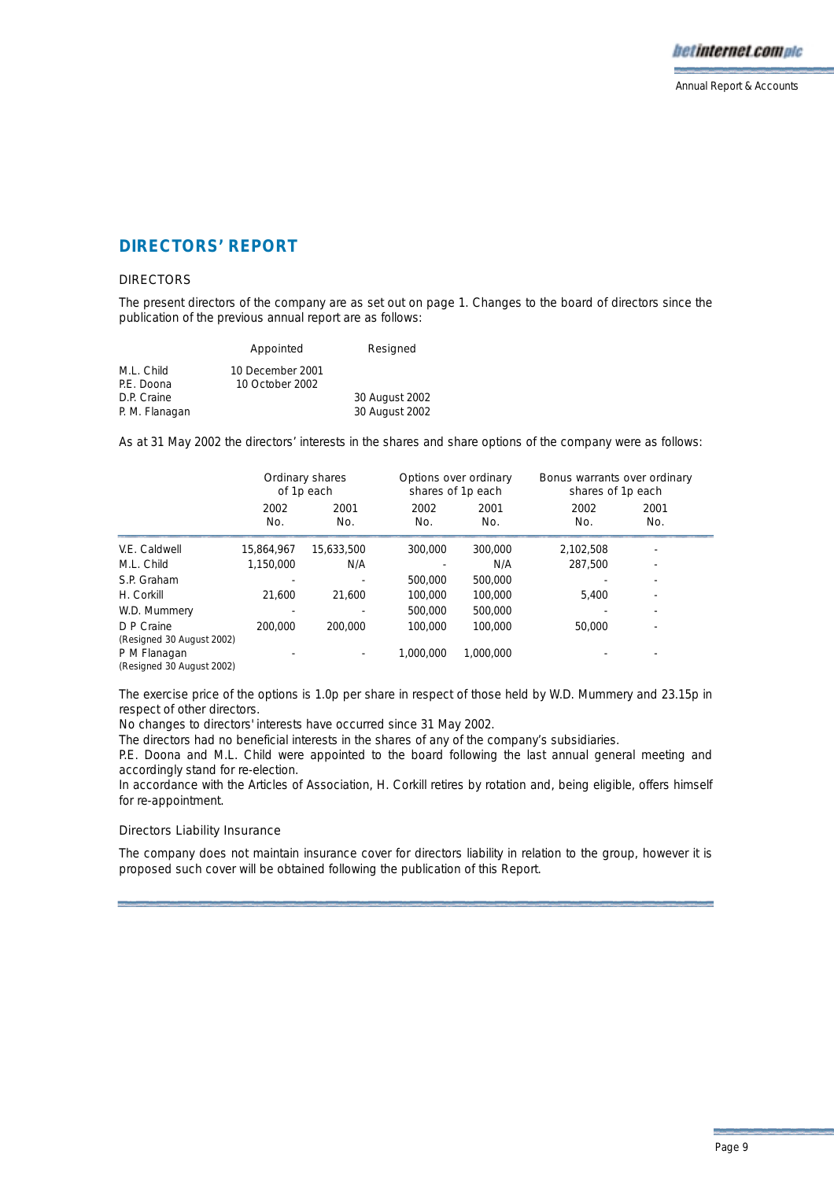# DIRECTORS' REPORT

## DIRECTORS

The present directors of the company are as set out on page 1. Changes to the board of directors since the publication of the previous annual report are as follows:

| | Appointed | Resigned |
|---|---|---|
| M.L. Child | 10 December 2001 | |
| P.E. Doona | 10 October 2002 | |
| D.P. Craine | | 30 August 2002 |
| P. M. Flanagan | | 30 August 2002 |

As at 31 May 2002 the directors' interests in the shares and share options of the company were as follows:

| | Ordinary shares of 1p each | | Options over ordinary shares of 1p each | | Bonus warrants over ordinary shares of 1p each | |
|---|---|---|---|---|---|---|
| | 2002 No. | 2001 No. | 2002 No. | 2001 No. | 2002 No. | 2001 No. |
| V.E. Caldwell | 15,864,967 | 15,633,500 | 300,000 | 300,000 | 2,102,508 | - |
| M.L. Child | 1,150,000 | N/A | - | N/A | 287,500 | - |
| S.P. Graham | - | - | 500,000 | 500,000 | - | - |
| H. Corkill | 21,600 | 21,600 | 100,000 | 100,000 | 5,400 | - |
| W.D. Mummery | - | - | 500,000 | 500,000 | - | - |
| D P Craine (Resigned 30 August 2002) | 200,000 | 200,000 | 100,000 | 100,000 | 50,000 | - |
| P M Flanagan (Resigned 30 August 2002) | - | - | 1,000,000 | 1,000,000 | - | - |

The exercise price of the options is 1.0p per share in respect of those held by W.D. Mummery and 23.15p in respect of other directors.

No changes to directors' interests have occurred since 31 May 2002.

The directors had no beneficial interests in the shares of any of the company's subsidiaries.

P.E. Doona and M.L. Child were appointed to the board following the last annual general meeting and accordingly stand for re-election.

In accordance with the Articles of Association, H. Corkill retires by rotation and, being eligible, offers himself for re-appointment.

### Directors Liability Insurance

The company does not maintain insurance cover for directors liability in relation to the group, however it is proposed such cover will be obtained following the publication of this Report.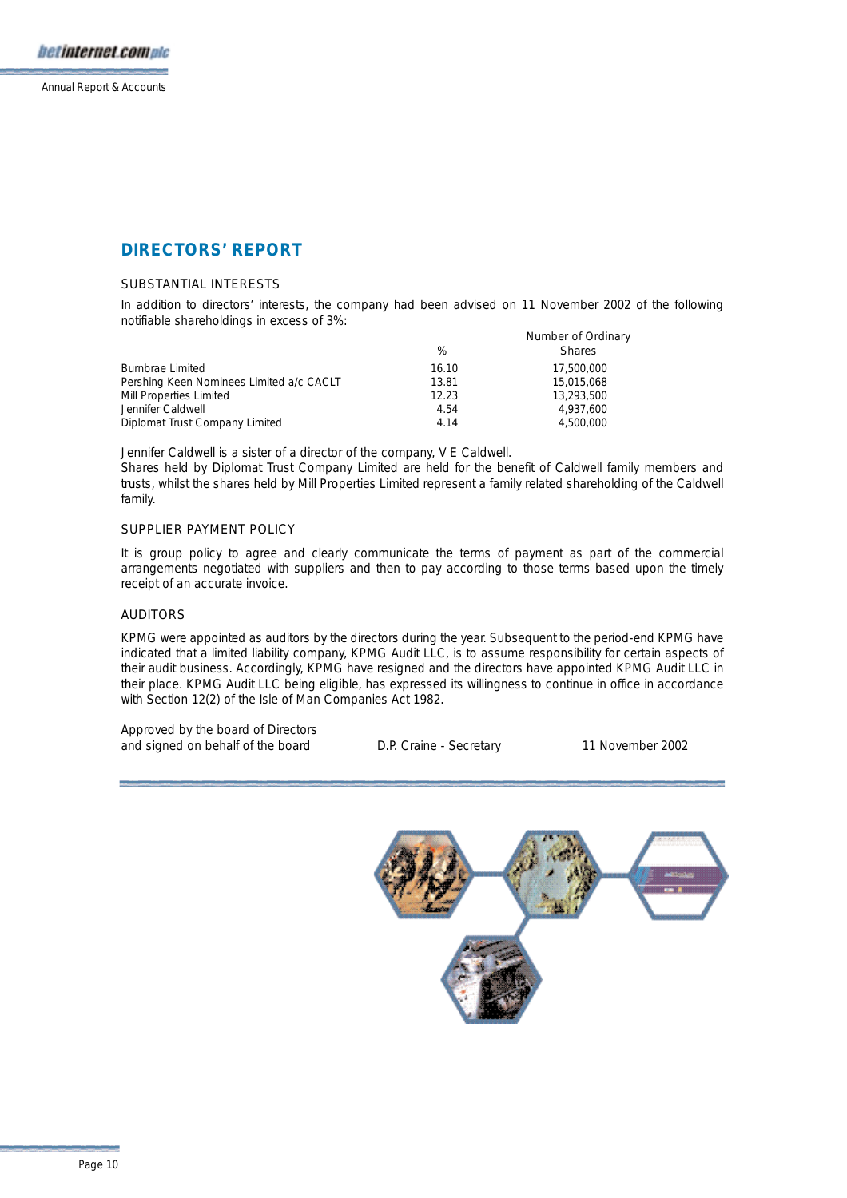## DIRECTORS' REPORT

### SUBSTANTIAL INTERESTS

In addition to directors' interests, the company had been advised on 11 November 2002 of the following notifiable shareholdings in excess of 3%:

| | % | Number of Ordinary Shares |
|---|---|---|
| Burnbrae Limited | 16.10 | 17,500,000 |
| Pershing Keen Nominees Limited a/c CACLT | 13.81 | 15,015,068 |
| Mill Properties Limited | 12.23 | 13,293,500 |
| Jennifer Caldwell | 4.54 | 4,937,600 |
| Diplomat Trust Company Limited | 4.14 | 4,500,000 |

Jennifer Caldwell is a sister of a director of the company, V E Caldwell.
Shares held by Diplomat Trust Company Limited are held for the benefit of Caldwell family members and trusts, whilst the shares held by Mill Properties Limited represent a family related shareholding of the Caldwell family.

### SUPPLIER PAYMENT POLICY

It is group policy to agree and clearly communicate the terms of payment as part of the commercial arrangements negotiated with suppliers and then to pay according to those terms based upon the timely receipt of an accurate invoice.

### AUDITORS

KPMG were appointed as auditors by the directors during the year. Subsequent to the period-end KPMG have indicated that a limited liability company, KPMG Audit LLC, is to assume responsibility for certain aspects of their audit business. Accordingly, KPMG have resigned and the directors have appointed KPMG Audit LLC in their place. KPMG Audit LLC being eligible, has expressed its willingness to continue in office in accordance with Section 12(2) of the Isle of Man Companies Act 1982.

Approved by the board of Directors
and signed on behalf of the board — D.P. Craine - Secretary — 11 November 2002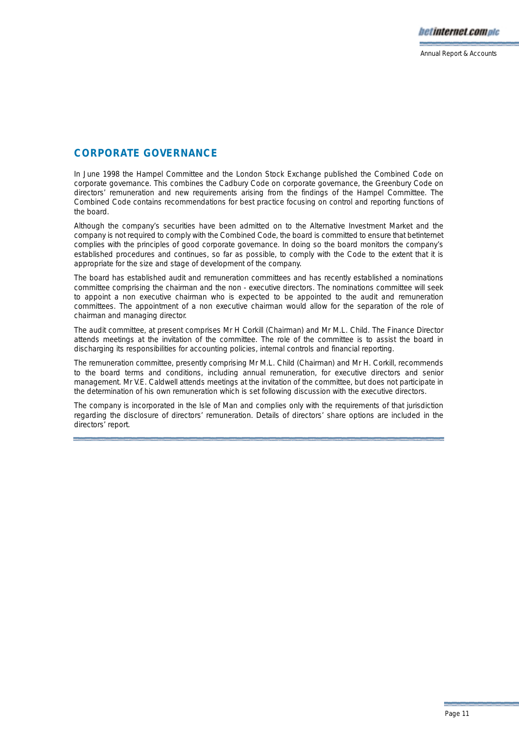## CORPORATE GOVERNANCE

In June 1998 the Hampel Committee and the London Stock Exchange published the Combined Code on corporate governance. This combines the Cadbury Code on corporate governance, the Greenbury Code on directors' remuneration and new requirements arising from the findings of the Hampel Committee. The Combined Code contains recommendations for best practice focusing on control and reporting functions of the board.

Although the company's securities have been admitted on to the Alternative Investment Market and the company is not required to comply with the Combined Code, the board is committed to ensure that betinternet complies with the principles of good corporate governance. In doing so the board monitors the company's established procedures and continues, so far as possible, to comply with the Code to the extent that it is appropriate for the size and stage of development of the company.

The board has established audit and remuneration committees and has recently established a nominations committee comprising the chairman and the non - executive directors. The nominations committee will seek to appoint a non executive chairman who is expected to be appointed to the audit and remuneration committees. The appointment of a non executive chairman would allow for the separation of the role of chairman and managing director.

The audit committee, at present comprises Mr H Corkill (Chairman) and Mr M.L. Child. The Finance Director attends meetings at the invitation of the committee. The role of the committee is to assist the board in discharging its responsibilities for accounting policies, internal controls and financial reporting.

The remuneration committee, presently comprising Mr M.L. Child (Chairman) and Mr H. Corkill, recommends to the board terms and conditions, including annual remuneration, for executive directors and senior management. Mr V.E. Caldwell attends meetings at the invitation of the committee, but does not participate in the determination of his own remuneration which is set following discussion with the executive directors.

The company is incorporated in the Isle of Man and complies only with the requirements of that jurisdiction regarding the disclosure of directors' remuneration. Details of directors' share options are included in the directors' report.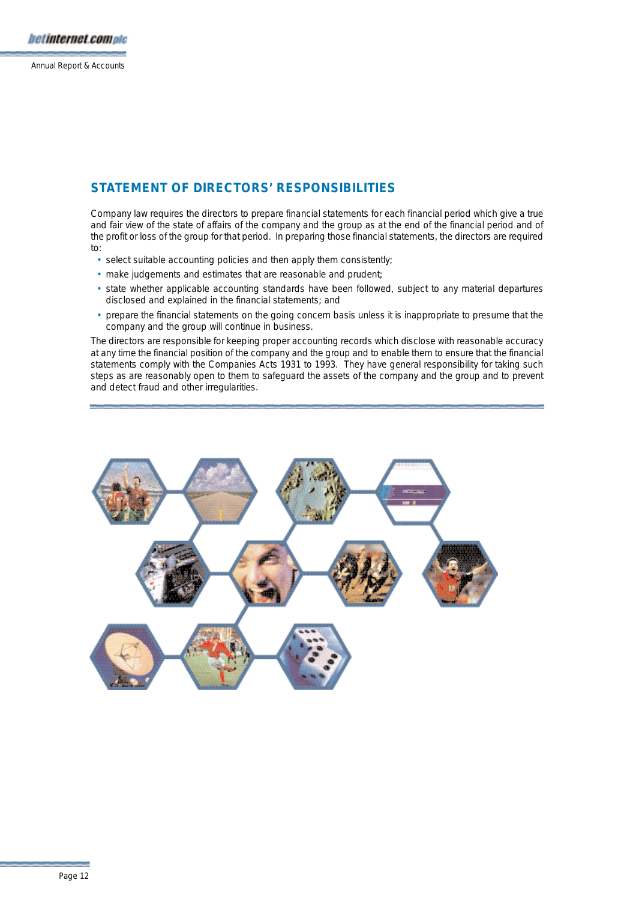## STATEMENT OF DIRECTORS' RESPONSIBILITIES

Company law requires the directors to prepare financial statements for each financial period which give a true and fair view of the state of affairs of the company and the group as at the end of the financial period and of the profit or loss of the group for that period. In preparing those financial statements, the directors are required to:

- select suitable accounting policies and then apply them consistently;
- make judgements and estimates that are reasonable and prudent;
- state whether applicable accounting standards have been followed, subject to any material departures disclosed and explained in the financial statements; and
- prepare the financial statements on the going concern basis unless it is inappropriate to presume that the company and the group will continue in business.

The directors are responsible for keeping proper accounting records which disclose with reasonable accuracy at any time the financial position of the company and the group and to enable them to ensure that the financial statements comply with the Companies Acts 1931 to 1993. They have general responsibility for taking such steps as are reasonably open to them to safeguard the assets of the company and the group and to prevent and detect fraud and other irregularities.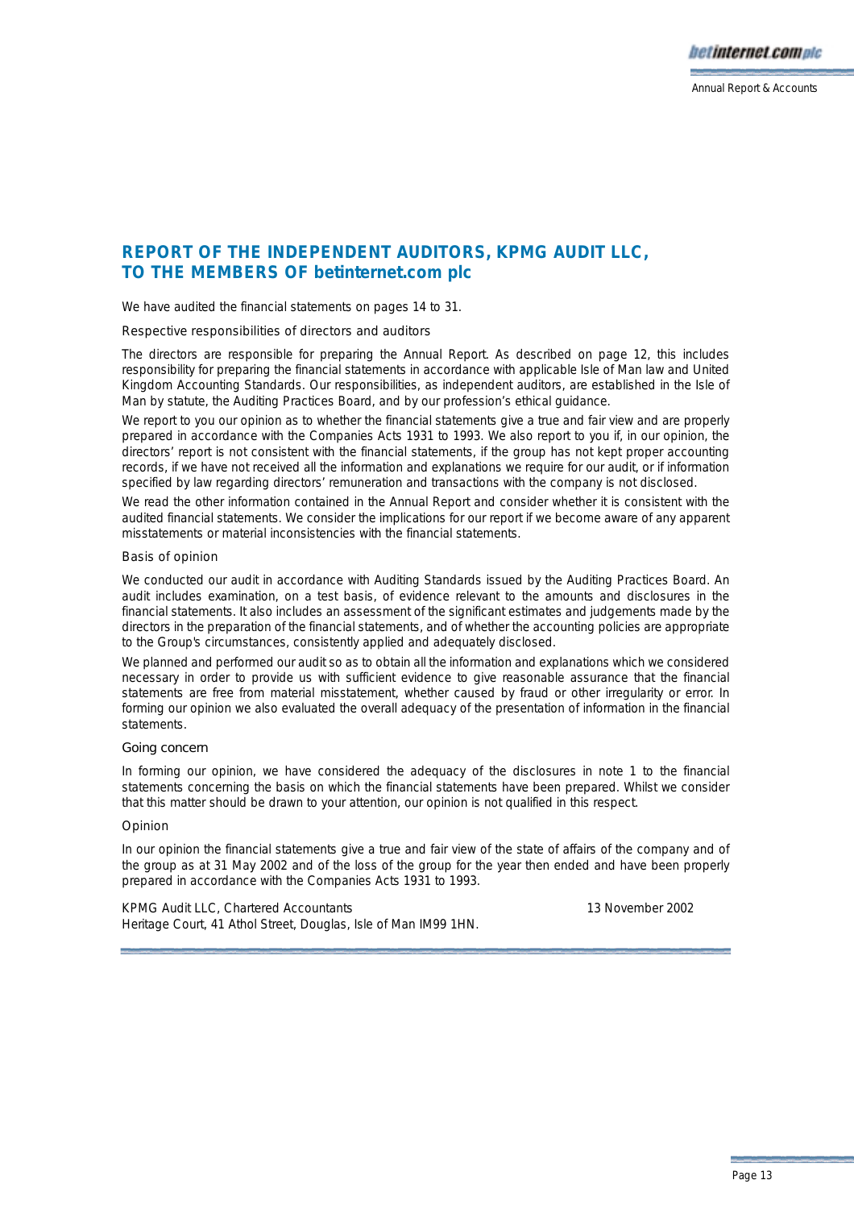## REPORT OF THE INDEPENDENT AUDITORS, KPMG AUDIT LLC, TO THE MEMBERS OF betinternet.com plc

We have audited the financial statements on pages 14 to 31.

### Respective responsibilities of directors and auditors

The directors are responsible for preparing the Annual Report. As described on page 12, this includes responsibility for preparing the financial statements in accordance with applicable Isle of Man law and United Kingdom Accounting Standards. Our responsibilities, as independent auditors, are established in the Isle of Man by statute, the Auditing Practices Board, and by our profession's ethical guidance.

We report to you our opinion as to whether the financial statements give a true and fair view and are properly prepared in accordance with the Companies Acts 1931 to 1993. We also report to you if, in our opinion, the directors' report is not consistent with the financial statements, if the group has not kept proper accounting records, if we have not received all the information and explanations we require for our audit, or if information specified by law regarding directors' remuneration and transactions with the company is not disclosed.

We read the other information contained in the Annual Report and consider whether it is consistent with the audited financial statements. We consider the implications for our report if we become aware of any apparent misstatements or material inconsistencies with the financial statements.

### Basis of opinion

We conducted our audit in accordance with Auditing Standards issued by the Auditing Practices Board. An audit includes examination, on a test basis, of evidence relevant to the amounts and disclosures in the financial statements. It also includes an assessment of the significant estimates and judgements made by the directors in the preparation of the financial statements, and of whether the accounting policies are appropriate to the Group's circumstances, consistently applied and adequately disclosed.

We planned and performed our audit so as to obtain all the information and explanations which we considered necessary in order to provide us with sufficient evidence to give reasonable assurance that the financial statements are free from material misstatement, whether caused by fraud or other irregularity or error. In forming our opinion we also evaluated the overall adequacy of the presentation of information in the financial statements.

### Going concern

In forming our opinion, we have considered the adequacy of the disclosures in note 1 to the financial statements concerning the basis on which the financial statements have been prepared. Whilst we consider that this matter should be drawn to your attention, our opinion is not qualified in this respect.

### Opinion

In our opinion the financial statements give a true and fair view of the state of affairs of the company and of the group as at 31 May 2002 and of the loss of the group for the year then ended and have been properly prepared in accordance with the Companies Acts 1931 to 1993.

KPMG Audit LLC, Chartered Accountants
Heritage Court, 41 Athol Street, Douglas, Isle of Man IM99 1HN.

13 November 2002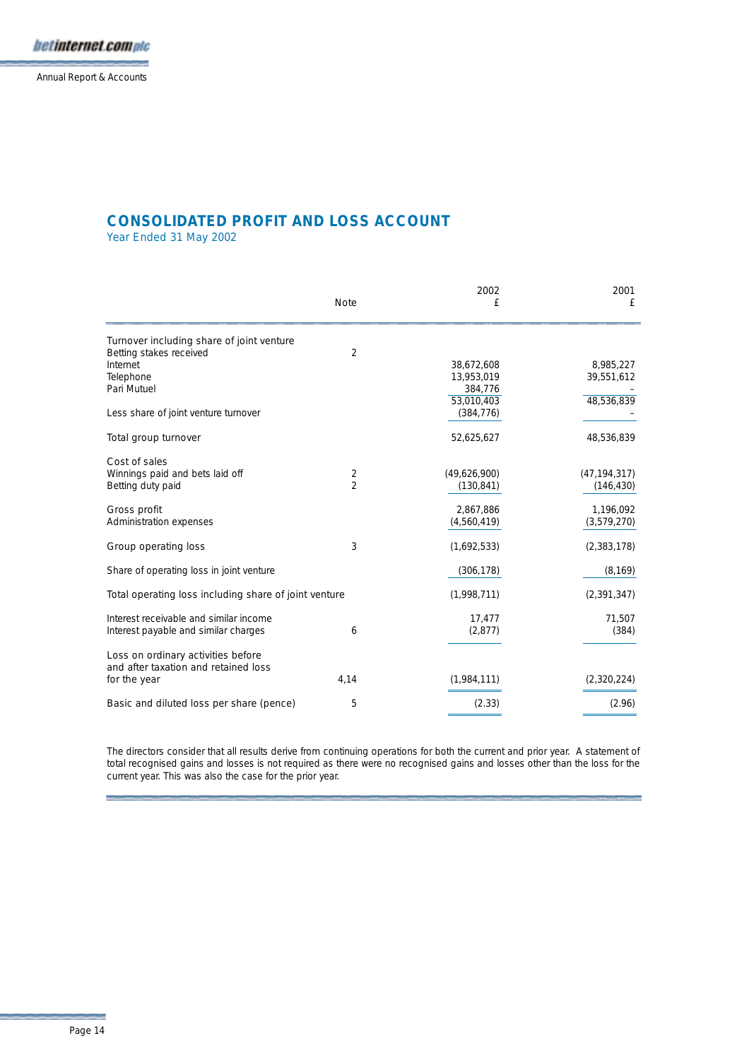## CONSOLIDATED PROFIT AND LOSS ACCOUNT

Year Ended 31 May 2002

| | Note | 2002 £ | 2001 £ |
|---|---|---|---|
| Turnover including share of joint venture | | | |
| Betting stakes received | 2 | | |
| Internet | | 38,672,608 | 8,985,227 |
| Telephone | | 13,953,019 | 39,551,612 |
| Pari Mutuel | | 384,776 | – |
| | | 53,010,403 | 48,536,839 |
| Less share of joint venture turnover | | (384,776) | – |
| Total group turnover | | 52,625,627 | 48,536,839 |
| Cost of sales | | | |
| Winnings paid and bets laid off | 2 | (49,626,900) | (47,194,317) |
| Betting duty paid | 2 | (130,841) | (146,430) |
| Gross profit | | 2,867,886 | 1,196,092 |
| Administration expenses | | (4,560,419) | (3,579,270) |
| Group operating loss | 3 | (1,692,533) | (2,383,178) |
| Share of operating loss in joint venture | | (306,178) | (8,169) |
| Total operating loss including share of joint venture | | (1,998,711) | (2,391,347) |
| Interest receivable and similar income | | 17,477 | 71,507 |
| Interest payable and similar charges | 6 | (2,877) | (384) |
| Loss on ordinary activities before and after taxation and retained loss for the year | 4,14 | (1,984,111) | (2,320,224) |
| Basic and diluted loss per share (pence) | 5 | (2.33) | (2.96) |

The directors consider that all results derive from continuing operations for both the current and prior year. A statement of total recognised gains and losses is not required as there were no recognised gains and losses other than the loss for the current year. This was also the case for the prior year.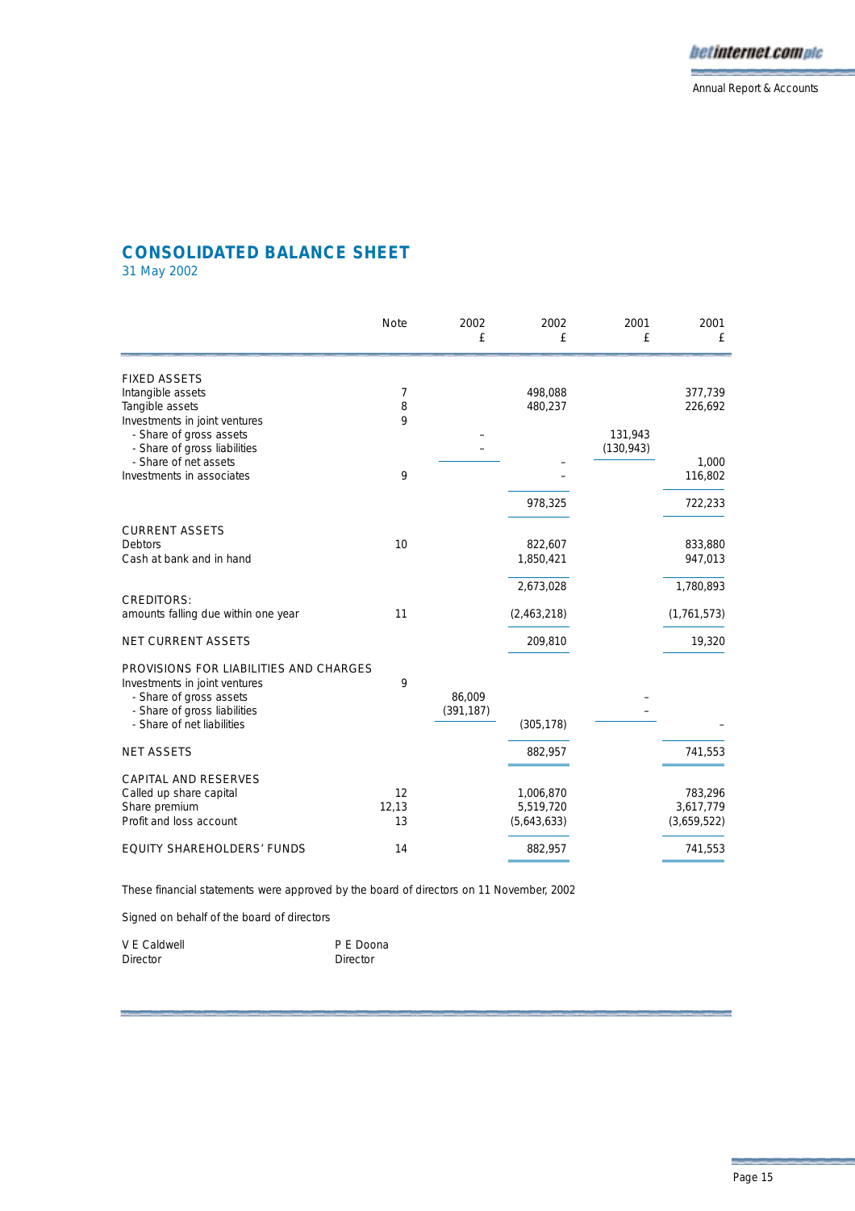## CONSOLIDATED BALANCE SHEET

31 May 2002

| | Note | 2002 £ | 2002 £ | 2001 £ | 2001 £ |
|---|---|---|---|---|---|
| **FIXED ASSETS** | | | | | |
| Intangible assets | 7 | | 498,088 | | 377,739 |
| Tangible assets | 8 | | 480,237 | | 226,692 |
| Investments in joint ventures | 9 | | | | |
| - Share of gross assets | | – | | 131,943 | |
| - Share of gross liabilities | | – | | (130,943) | |
| - Share of net assets | | | – | | 1,000 |
| Investments in associates | 9 | | – | | 116,802 |
| | | | 978,325 | | 722,233 |
| **CURRENT ASSETS** | | | | | |
| Debtors | 10 | | 822,607 | | 833,880 |
| Cash at bank and in hand | | | 1,850,421 | | 947,013 |
| | | | 2,673,028 | | 1,780,893 |
| **CREDITORS:** | | | | | |
| amounts falling due within one year | 11 | | (2,463,218) | | (1,761,573) |
| **NET CURRENT ASSETS** | | | 209,810 | | 19,320 |
| **PROVISIONS FOR LIABILITIES AND CHARGES** | | | | | |
| Investments in joint ventures | 9 | | | | |
| - Share of gross assets | | 86,009 | | – | |
| - Share of gross liabilities | | (391,187) | | – | |
| - Share of net liabilities | | | (305,178) | | – |
| **NET ASSETS** | | | 882,957 | | 741,553 |
| **CAPITAL AND RESERVES** | | | | | |
| Called up share capital | 12 | | 1,006,870 | | 783,296 |
| Share premium | 12,13 | | 5,519,720 | | 3,617,779 |
| Profit and loss account | 13 | | (5,643,633) | | (3,659,522) |
| **EQUITY SHAREHOLDERS' FUNDS** | 14 | | 882,957 | | 741,553 |

These financial statements were approved by the board of directors on 11 November, 2002

Signed on behalf of the board of directors

V E Caldwell
Director

P E Doona
Director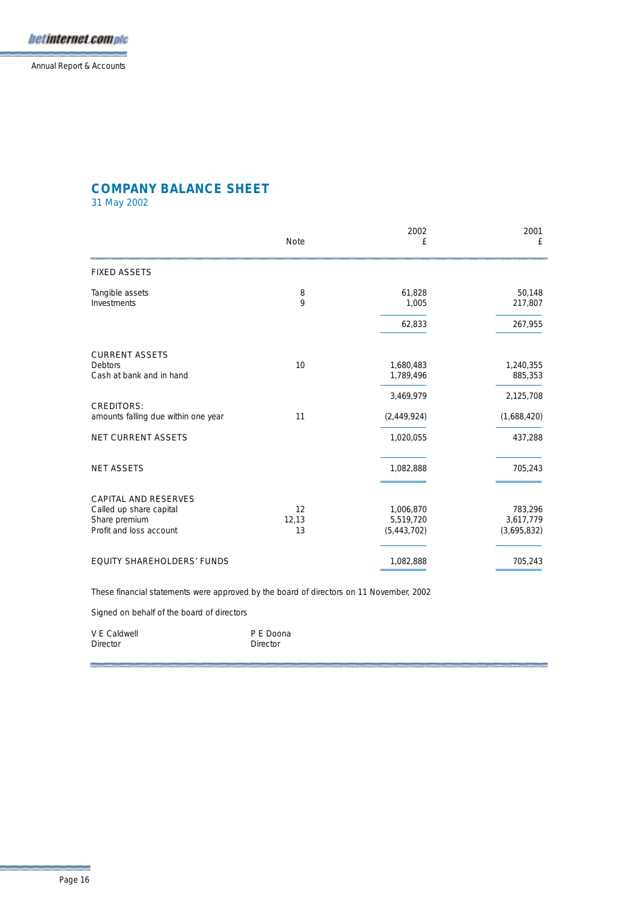## COMPANY BALANCE SHEET

31 May 2002

| | Note | 2002 £ | 2001 £ |
|---|---|---|---|
| **FIXED ASSETS** | | | |
| Tangible assets | 8 | 61,828 | 50,148 |
| Investments | 9 | 1,005 | 217,807 |
| | | 62,833 | 267,955 |
| **CURRENT ASSETS** | | | |
| Debtors | 10 | 1,680,483 | 1,240,355 |
| Cash at bank and in hand | | 1,789,496 | 885,353 |
| | | 3,469,979 | 2,125,708 |
| **CREDITORS:** amounts falling due within one year | 11 | (2,449,924) | (1,688,420) |
| **NET CURRENT ASSETS** | | 1,020,055 | 437,288 |
| **NET ASSETS** | | 1,082,888 | 705,243 |
| **CAPITAL AND RESERVES** | | | |
| Called up share capital | 12 | 1,006,870 | 783,296 |
| Share premium | 12,13 | 5,519,720 | 3,617,779 |
| Profit and loss account | 13 | (5,443,702) | (3,695,832) |
| **EQUITY SHAREHOLDERS' FUNDS** | | 1,082,888 | 705,243 |

These financial statements were approved by the board of directors on 11 November, 2002

Signed on behalf of the board of directors

V E Caldwell
Director

P E Doona
Director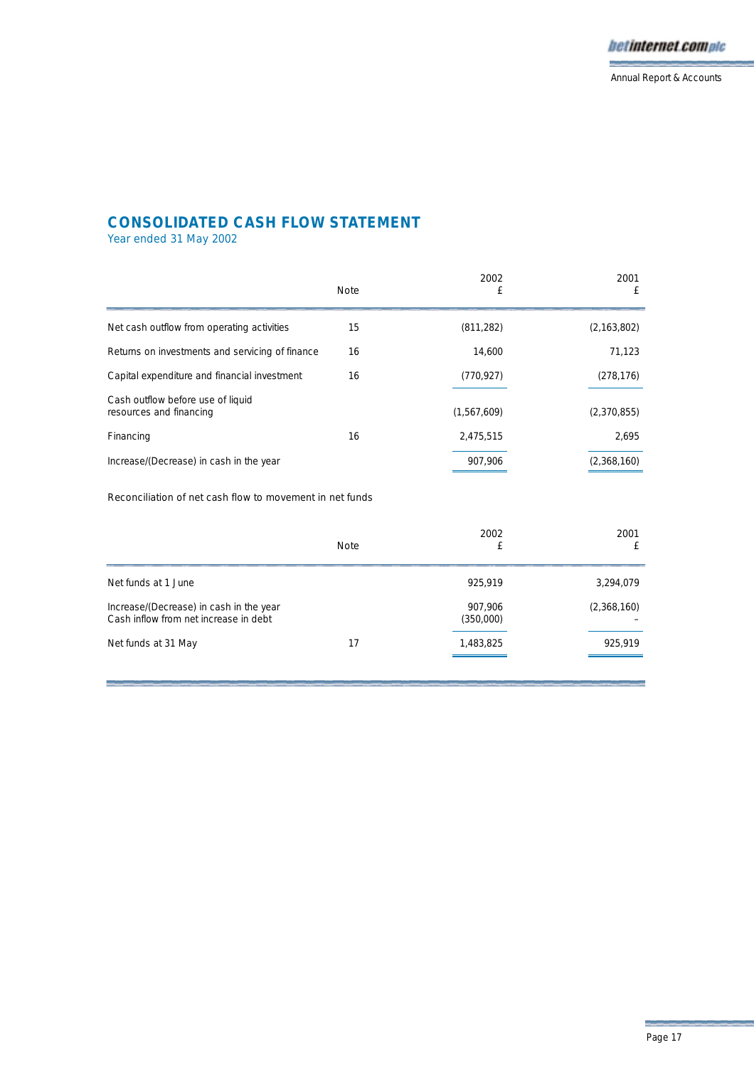# CONSOLIDATED CASH FLOW STATEMENT

Year ended 31 May 2002

| | Note | 2002<br>£ | 2001<br>£ |
|---|---|---|---|
| Net cash outflow from operating activities | 15 | (811,282) | (2,163,802) |
| Returns on investments and servicing of finance | 16 | 14,600 | 71,123 |
| Capital expenditure and financial investment | 16 | (770,927) | (278,176) |
| Cash outflow before use of liquid resources and financing | | (1,567,609) | (2,370,855) |
| Financing | 16 | 2,475,515 | 2,695 |
| Increase/(Decrease) in cash in the year | | 907,906 | (2,368,160) |

Reconciliation of net cash flow to movement in net funds

| | Note | 2002<br>£ | 2001<br>£ |
|---|---|---|---|
| Net funds at 1 June | | 925,919 | 3,294,079 |
| Increase/(Decrease) in cash in the year | | 907,906 | (2,368,160) |
| Cash inflow from net increase in debt | | (350,000) | – |
| Net funds at 31 May | 17 | 1,483,825 | 925,919 |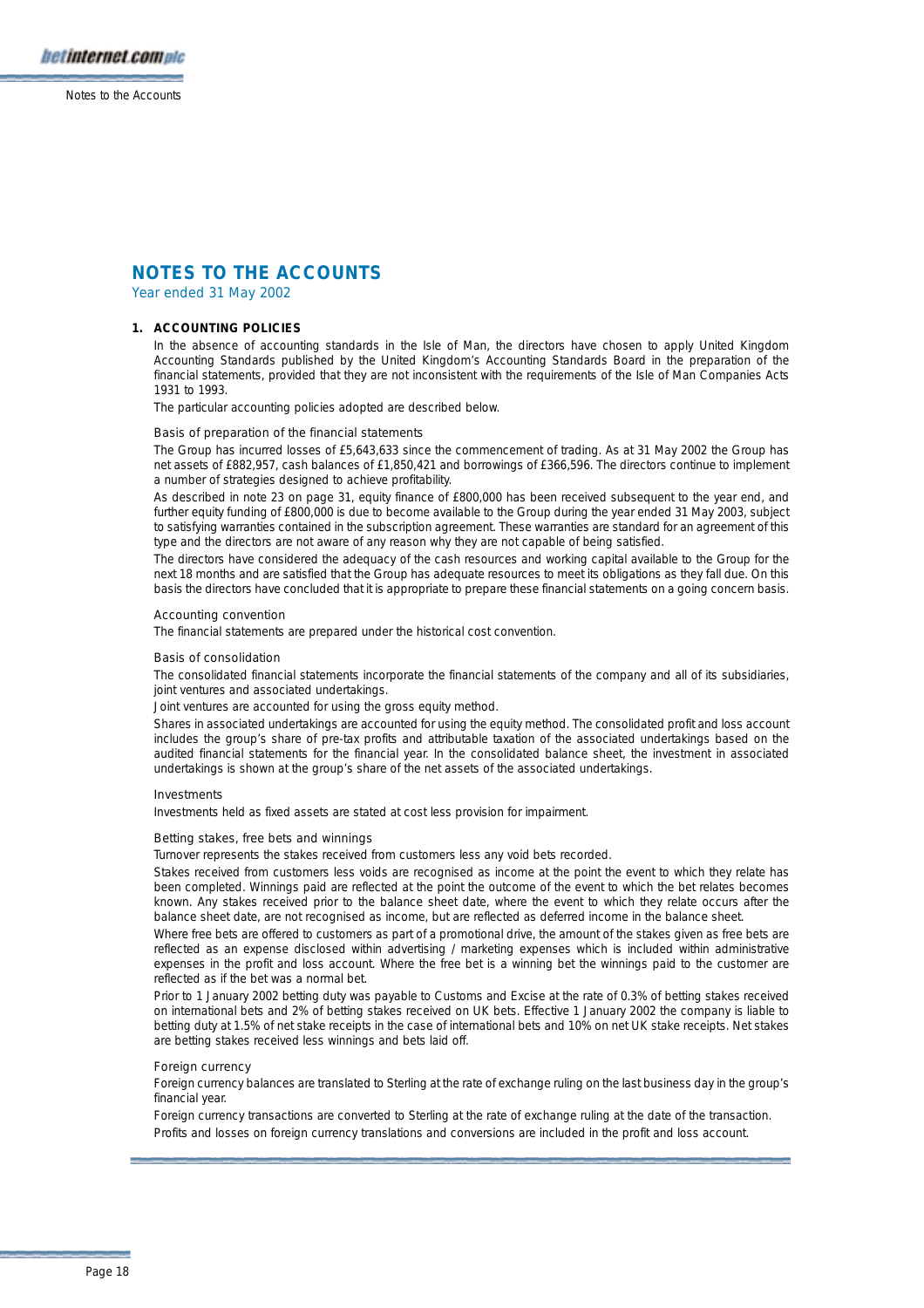# NOTES TO THE ACCOUNTS

Year ended 31 May 2002

## 1. ACCOUNTING POLICIES

In the absence of accounting standards in the Isle of Man, the directors have chosen to apply United Kingdom Accounting Standards published by the United Kingdom's Accounting Standards Board in the preparation of the financial statements, provided that they are not inconsistent with the requirements of the Isle of Man Companies Acts 1931 to 1993.

The particular accounting policies adopted are described below.

### Basis of preparation of the financial statements

The Group has incurred losses of £5,643,633 since the commencement of trading. As at 31 May 2002 the Group has net assets of £882,957, cash balances of £1,850,421 and borrowings of £366,596. The directors continue to implement a number of strategies designed to achieve profitability.

As described in note 23 on page 31, equity finance of £800,000 has been received subsequent to the year end, and further equity funding of £800,000 is due to become available to the Group during the year ended 31 May 2003, subject to satisfying warranties contained in the subscription agreement. These warranties are standard for an agreement of this type and the directors are not aware of any reason why they are not capable of being satisfied.

The directors have considered the adequacy of the cash resources and working capital available to the Group for the next 18 months and are satisfied that the Group has adequate resources to meet its obligations as they fall due. On this basis the directors have concluded that it is appropriate to prepare these financial statements on a going concern basis.

### Accounting convention

The financial statements are prepared under the historical cost convention.

### Basis of consolidation

The consolidated financial statements incorporate the financial statements of the company and all of its subsidiaries, joint ventures and associated undertakings.

Joint ventures are accounted for using the gross equity method.

Shares in associated undertakings are accounted for using the equity method. The consolidated profit and loss account includes the group's share of pre-tax profits and attributable taxation of the associated undertakings based on the audited financial statements for the financial year. In the consolidated balance sheet, the investment in associated undertakings is shown at the group's share of the net assets of the associated undertakings.

### Investments

Investments held as fixed assets are stated at cost less provision for impairment.

### Betting stakes, free bets and winnings

Turnover represents the stakes received from customers less any void bets recorded.

Stakes received from customers less voids are recognised as income at the point the event to which they relate has been completed. Winnings paid are reflected at the point the outcome of the event to which the bet relates becomes known. Any stakes received prior to the balance sheet date, where the event to which they relate occurs after the balance sheet date, are not recognised as income, but are reflected as deferred income in the balance sheet.

Where free bets are offered to customers as part of a promotional drive, the amount of the stakes given as free bets are reflected as an expense disclosed within advertising / marketing expenses which is included within administrative expenses in the profit and loss account. Where the free bet is a winning bet the winnings paid to the customer are reflected as if the bet was a normal bet.

Prior to 1 January 2002 betting duty was payable to Customs and Excise at the rate of 0.3% of betting stakes received on international bets and 2% of betting stakes received on UK bets. Effective 1 January 2002 the company is liable to betting duty at 1.5% of net stake receipts in the case of international bets and 10% on net UK stake receipts. Net stakes are betting stakes received less winnings and bets laid off.

### Foreign currency

Foreign currency balances are translated to Sterling at the rate of exchange ruling on the last business day in the group's financial year.

Foreign currency transactions are converted to Sterling at the rate of exchange ruling at the date of the transaction.

Profits and losses on foreign currency translations and conversions are included in the profit and loss account.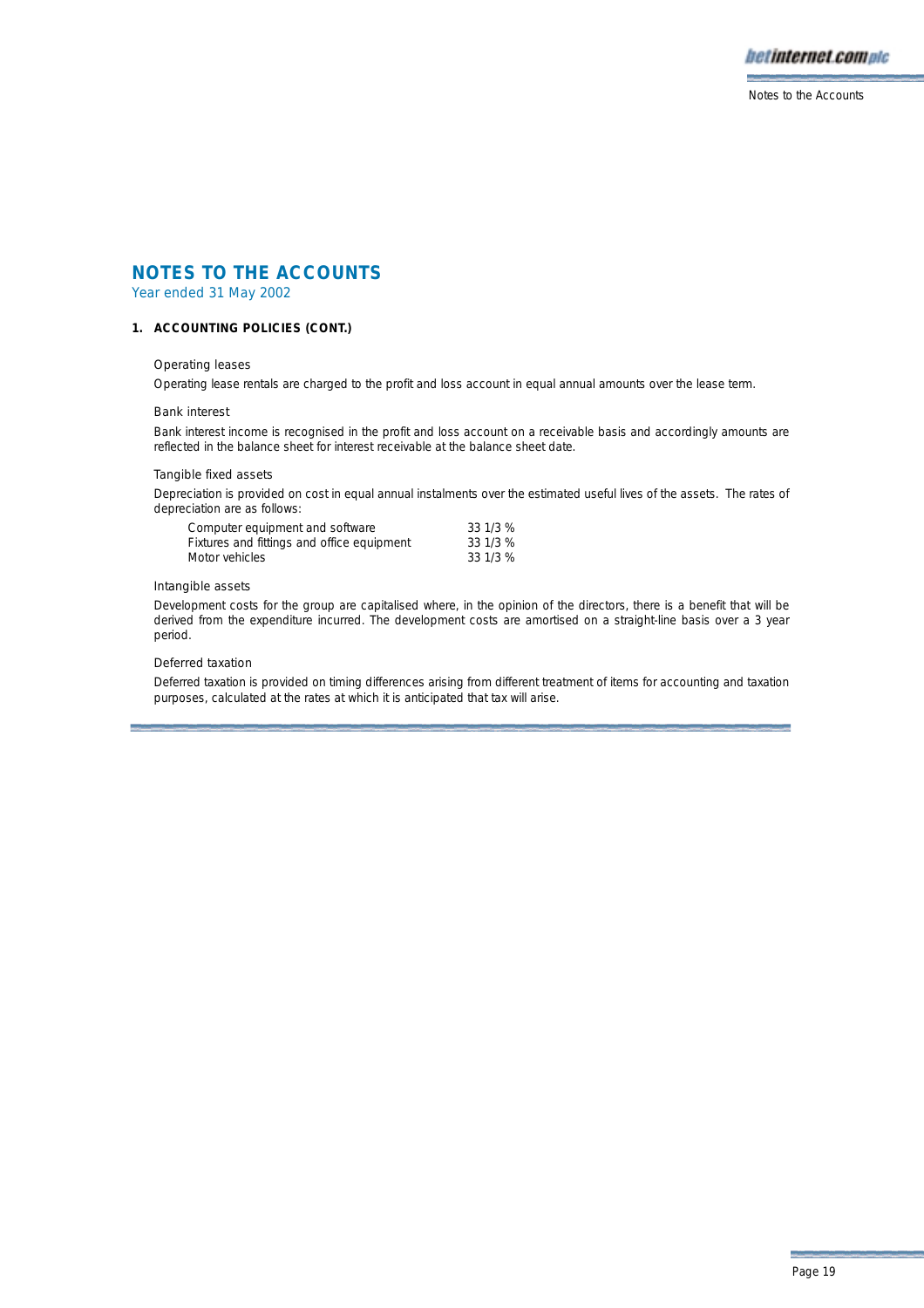# NOTES TO THE ACCOUNTS

Year ended 31 May 2002

## 1. ACCOUNTING POLICIES (CONT.)

### Operating leases

Operating lease rentals are charged to the profit and loss account in equal annual amounts over the lease term.

### Bank interest

Bank interest income is recognised in the profit and loss account on a receivable basis and accordingly amounts are reflected in the balance sheet for interest receivable at the balance sheet date.

### Tangible fixed assets

Depreciation is provided on cost in equal annual instalments over the estimated useful lives of the assets. The rates of depreciation are as follows:

| | |
|---|---|
| Computer equipment and software | 33 1/3 % |
| Fixtures and fittings and office equipment | 33 1/3 % |
| Motor vehicles | 33 1/3 % |

### Intangible assets

Development costs for the group are capitalised where, in the opinion of the directors, there is a benefit that will be derived from the expenditure incurred. The development costs are amortised on a straight-line basis over a 3 year period.

### Deferred taxation

Deferred taxation is provided on timing differences arising from different treatment of items for accounting and taxation purposes, calculated at the rates at which it is anticipated that tax will arise.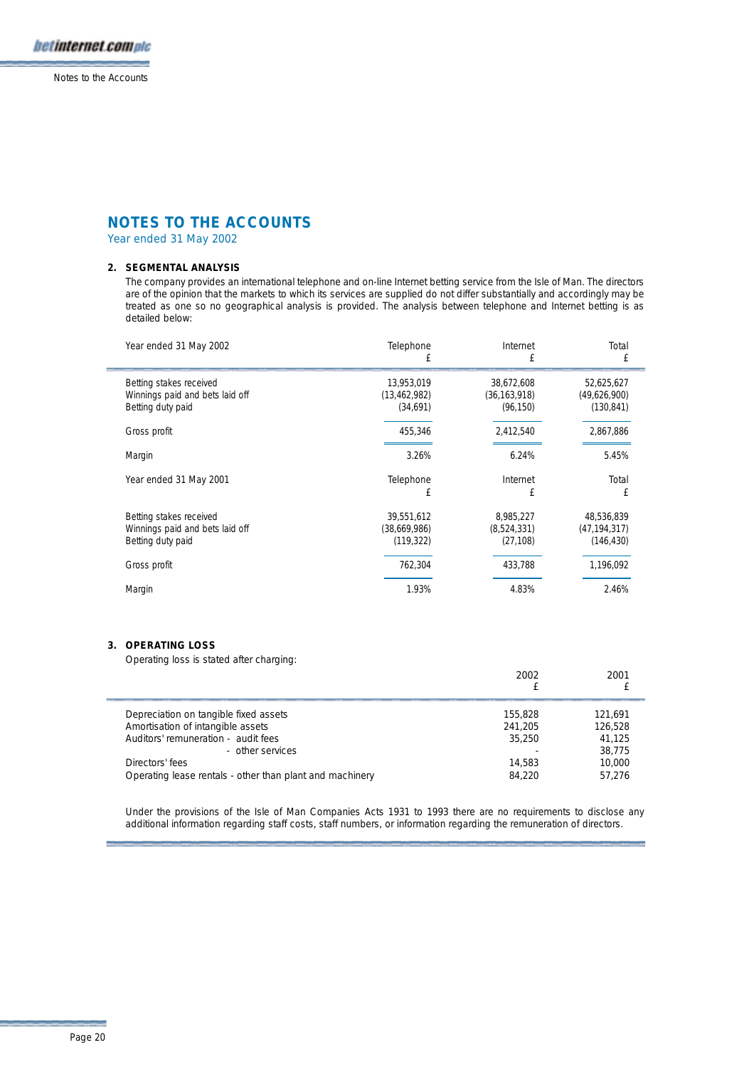# NOTES TO THE ACCOUNTS

Year ended 31 May 2002

### 2. SEGMENTAL ANALYSIS

The company provides an international telephone and on-line Internet betting service from the Isle of Man. The directors are of the opinion that the markets to which its services are supplied do not differ substantially and accordingly may be treated as one so no geographical analysis is provided. The analysis between telephone and Internet betting is as detailed below:

| Year ended 31 May 2002 | Telephone £ | Internet £ | Total £ |
|---|---|---|---|
| Betting stakes received | 13,953,019 | 38,672,608 | 52,625,627 |
| Winnings paid and bets laid off | (13,462,982) | (36,163,918) | (49,626,900) |
| Betting duty paid | (34,691) | (96,150) | (130,841) |
| Gross profit | 455,346 | 2,412,540 | 2,867,886 |
| Margin | 3.26% | 6.24% | 5.45% |

| Year ended 31 May 2001 | Telephone £ | Internet £ | Total £ |
|---|---|---|---|
| Betting stakes received | 39,551,612 | 8,985,227 | 48,536,839 |
| Winnings paid and bets laid off | (38,669,986) | (8,524,331) | (47,194,317) |
| Betting duty paid | (119,322) | (27,108) | (146,430) |
| Gross profit | 762,304 | 433,788 | 1,196,092 |
| Margin | 1.93% | 4.83% | 2.46% |

### 3. OPERATING LOSS

Operating loss is stated after charging:

| | 2002 £ | 2001 £ |
|---|---|---|
| Depreciation on tangible fixed assets | 155,828 | 121,691 |
| Amortisation of intangible assets | 241,205 | 126,528 |
| Auditors' remuneration - audit fees | 35,250 | 41,125 |
| - other services | - | 38,775 |
| Directors' fees | 14,583 | 10,000 |
| Operating lease rentals - other than plant and machinery | 84,220 | 57,276 |

Under the provisions of the Isle of Man Companies Acts 1931 to 1993 there are no requirements to disclose any additional information regarding staff costs, staff numbers, or information regarding the remuneration of directors.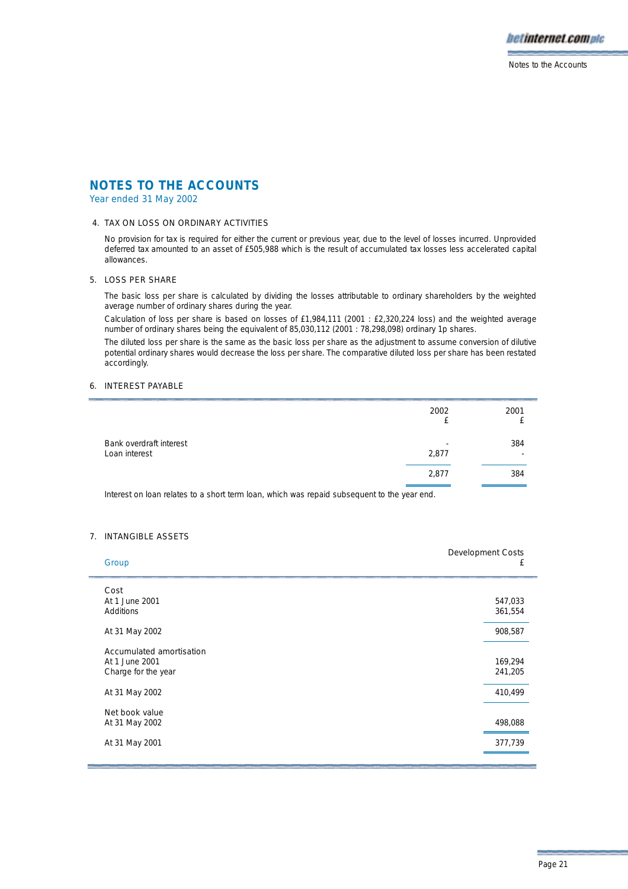# NOTES TO THE ACCOUNTS

Year ended 31 May 2002

## 4. TAX ON LOSS ON ORDINARY ACTIVITIES

No provision for tax is required for either the current or previous year, due to the level of losses incurred. Unprovided deferred tax amounted to an asset of £505,988 which is the result of accumulated tax losses less accelerated capital allowances.

## 5. LOSS PER SHARE

The basic loss per share is calculated by dividing the losses attributable to ordinary shareholders by the weighted average number of ordinary shares during the year.

Calculation of loss per share is based on losses of £1,984,111 (2001 : £2,320,224 loss) and the weighted average number of ordinary shares being the equivalent of 85,030,112 (2001 : 78,298,098) ordinary 1p shares.

The diluted loss per share is the same as the basic loss per share as the adjustment to assume conversion of dilutive potential ordinary shares would decrease the loss per share. The comparative diluted loss per share has been restated accordingly.

## 6. INTEREST PAYABLE

| | 2002 £ | 2001 £ |
|---|---|---|
| Bank overdraft interest | - | 384 |
| Loan interest | 2,877 | - |
| | 2,877 | 384 |

Interest on loan relates to a short term loan, which was repaid subsequent to the year end.

## 7. INTANGIBLE ASSETS

| Group | Development Costs £ |
|---|---|
| **Cost** | |
| At 1 June 2001 | 547,033 |
| Additions | 361,554 |
| At 31 May 2002 | 908,587 |
| **Accumulated amortisation** | |
| At 1 June 2001 | 169,294 |
| Charge for the year | 241,205 |
| At 31 May 2002 | 410,499 |
| **Net book value** | |
| At 31 May 2002 | 498,088 |
| At 31 May 2001 | 377,739 |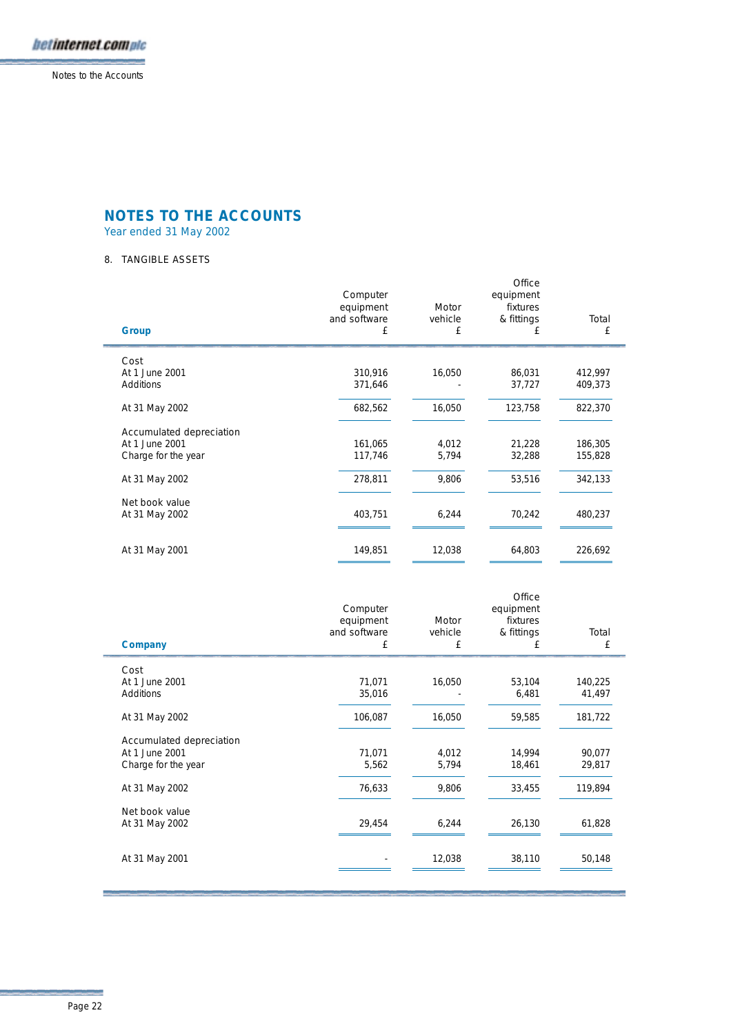# NOTES TO THE ACCOUNTS

Year ended 31 May 2002

8. TANGIBLE ASSETS

| **Group** | Computer equipment and software £ | Motor vehicle £ | Office equipment fixtures & fittings £ | Total £ |
|---|---|---|---|---|
| Cost | | | | |
| At 1 June 2001 | 310,916 | 16,050 | 86,031 | 412,997 |
| Additions | 371,646 | - | 37,727 | 409,373 |
| At 31 May 2002 | 682,562 | 16,050 | 123,758 | 822,370 |
| Accumulated depreciation | | | | |
| At 1 June 2001 | 161,065 | 4,012 | 21,228 | 186,305 |
| Charge for the year | 117,746 | 5,794 | 32,288 | 155,828 |
| At 31 May 2002 | 278,811 | 9,806 | 53,516 | 342,133 |
| Net book value | | | | |
| At 31 May 2002 | 403,751 | 6,244 | 70,242 | 480,237 |
| At 31 May 2001 | 149,851 | 12,038 | 64,803 | 226,692 |

| **Company** | Computer equipment and software £ | Motor vehicle £ | Office equipment fixtures & fittings £ | Total £ |
|---|---|---|---|---|
| Cost | | | | |
| At 1 June 2001 | 71,071 | 16,050 | 53,104 | 140,225 |
| Additions | 35,016 | - | 6,481 | 41,497 |
| At 31 May 2002 | 106,087 | 16,050 | 59,585 | 181,722 |
| Accumulated depreciation | | | | |
| At 1 June 2001 | 71,071 | 4,012 | 14,994 | 90,077 |
| Charge for the year | 5,562 | 5,794 | 18,461 | 29,817 |
| At 31 May 2002 | 76,633 | 9,806 | 33,455 | 119,894 |
| Net book value | | | | |
| At 31 May 2002 | 29,454 | 6,244 | 26,130 | 61,828 |
| At 31 May 2001 | - | 12,038 | 38,110 | 50,148 |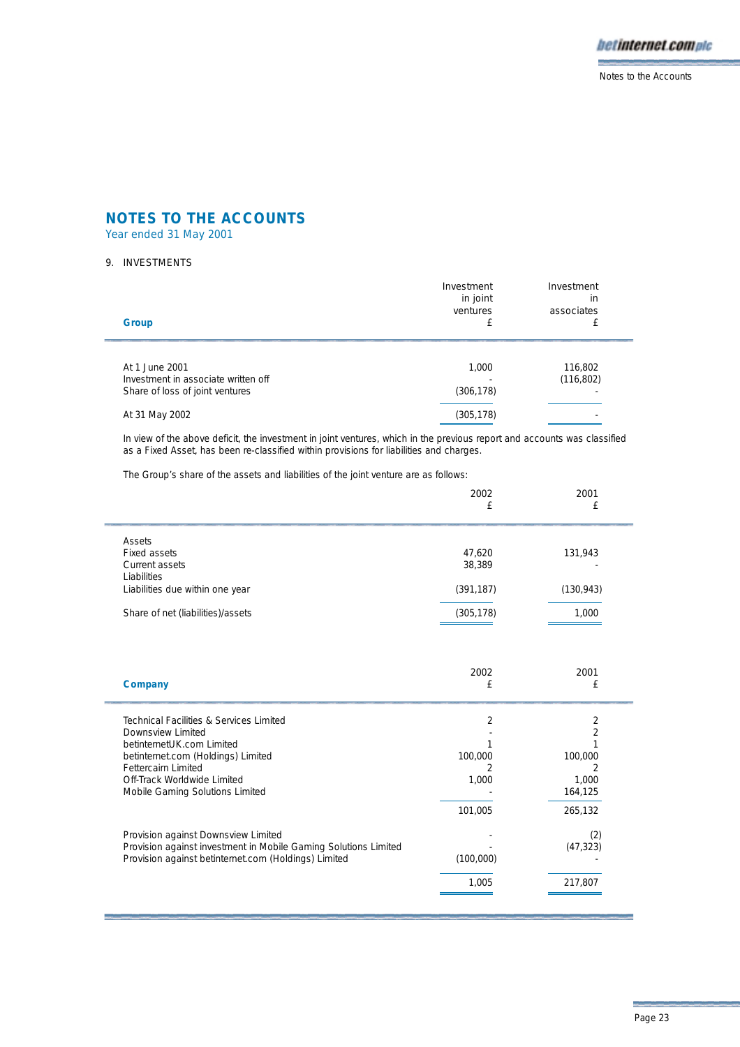# NOTES TO THE ACCOUNTS

Year ended 31 May 2001

9. INVESTMENTS

| Group | Investment in joint ventures £ | Investment in associates £ |
|---|---|---|
| At 1 June 2001 | 1,000 | 116,802 |
| Investment in associate written off | - | (116,802) |
| Share of loss of joint ventures | (306,178) | - |
| At 31 May 2002 | (305,178) | - |

In view of the above deficit, the investment in joint ventures, which in the previous report and accounts was classified as a Fixed Asset, has been re-classified within provisions for liabilities and charges.

The Group's share of the assets and liabilities of the joint venture are as follows:

| | 2002 £ | 2001 £ |
|---|---|---|
| Assets | | |
| Fixed assets | 47,620 | 131,943 |
| Current assets | 38,389 | - |
| Liabilities | | |
| Liabilities due within one year | (391,187) | (130,943) |
| Share of net (liabilities)/assets | (305,178) | 1,000 |

| Company | 2002 £ | 2001 £ |
|---|---|---|
| Technical Facilities & Services Limited | 2 | 2 |
| Downsview Limited | - | 2 |
| betinternetUK.com Limited | 1 | 1 |
| betinternet.com (Holdings) Limited | 100,000 | 100,000 |
| Fettercairn Limited | 2 | 2 |
| Off-Track Worldwide Limited | 1,000 | 1,000 |
| Mobile Gaming Solutions Limited | - | 164,125 |
| | 101,005 | 265,132 |
| Provision against Downsview Limited | - | (2) |
| Provision against investment in Mobile Gaming Solutions Limited | - | (47,323) |
| Provision against betinternet.com (Holdings) Limited | (100,000) | - |
| | 1,005 | 217,807 |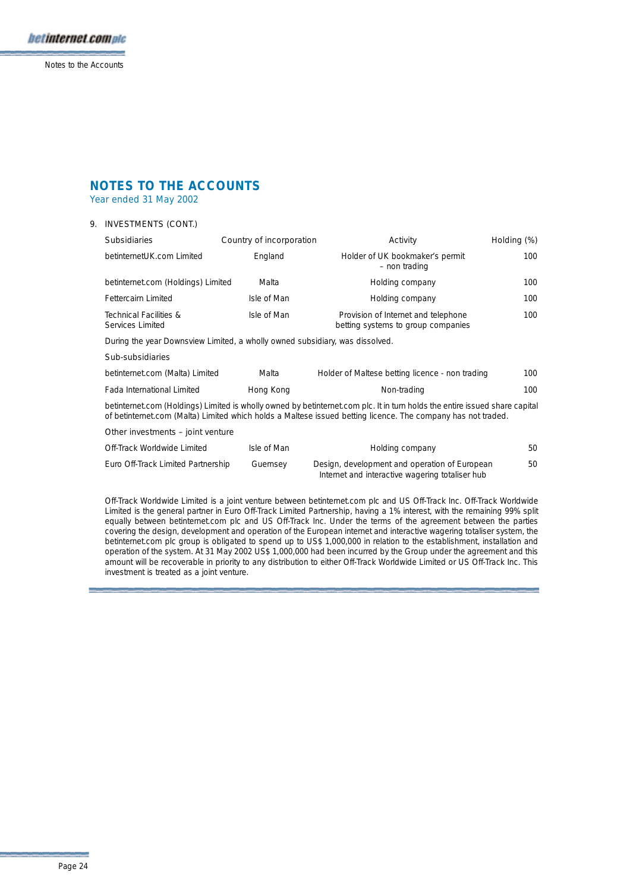## NOTES TO THE ACCOUNTS

Year ended 31 May 2002

9. INVESTMENTS (CONT.)

| Subsidiaries | Country of incorporation | Activity | Holding (%) |
|---|---|---|---|
| betinternetUK.com Limited | England | Holder of UK bookmaker's permit – non trading | 100 |
| betinternet.com (Holdings) Limited | Malta | Holding company | 100 |
| Fettercairn Limited | Isle of Man | Holding company | 100 |
| Technical Facilities & Services Limited | Isle of Man | Provision of Internet and telephone betting systems to group companies | 100 |

During the year Downsview Limited, a wholly owned subsidiary, was dissolved.

| Sub-subsidiaries | | | |
|---|---|---|---|
| betinternet.com (Malta) Limited | Malta | Holder of Maltese betting licence - non trading | 100 |
| Fada International Limited | Hong Kong | Non-trading | 100 |

betinternet.com (Holdings) Limited is wholly owned by betinternet.com plc. It in turn holds the entire issued share capital of betinternet.com (Malta) Limited which holds a Maltese issued betting licence. The company has not traded.

| Other investments – joint venture | | | |
|---|---|---|---|
| Off-Track Worldwide Limited | Isle of Man | Holding company | 50 |
| Euro Off-Track Limited Partnership | Guernsey | Design, development and operation of European Internet and interactive wagering totaliser hub | 50 |

Off-Track Worldwide Limited is a joint venture between betinternet.com plc and US Off-Track Inc. Off-Track Worldwide Limited is the general partner in Euro Off-Track Limited Partnership, having a 1% interest, with the remaining 99% split equally between betinternet.com plc and US Off-Track Inc. Under the terms of the agreement between the parties covering the design, development and operation of the European internet and interactive wagering totaliser system, the betinternet.com plc group is obligated to spend up to US$ 1,000,000 in relation to the establishment, installation and operation of the system. At 31 May 2002 US$ 1,000,000 had been incurred by the Group under the agreement and this amount will be recoverable in priority to any distribution to either Off-Track Worldwide Limited or US Off-Track Inc. This investment is treated as a joint venture.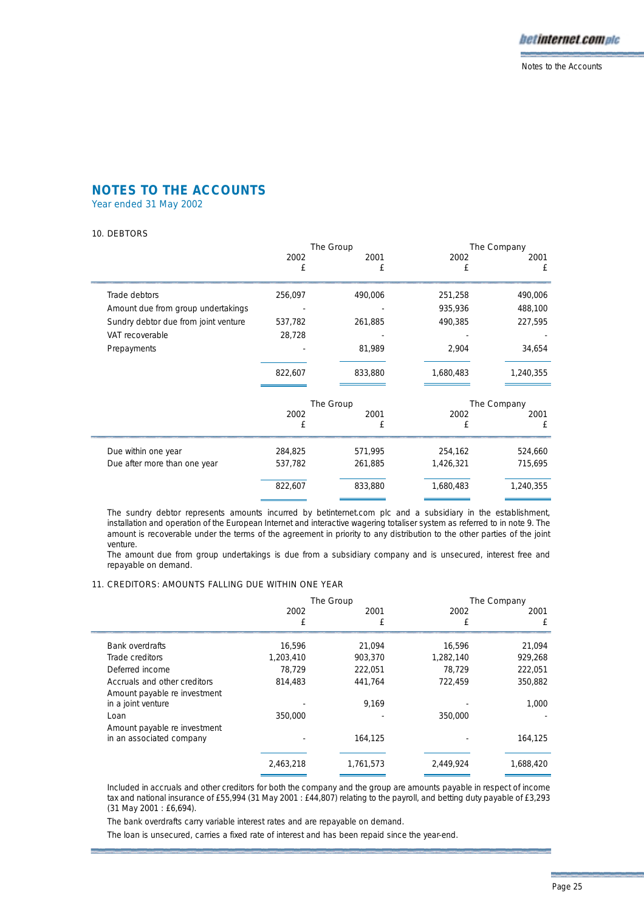# NOTES TO THE ACCOUNTS

Year ended 31 May 2002

## 10. DEBTORS

| | The Group | | The Company | |
|---|---|---|---|---|
| | 2002 £ | 2001 £ | 2002 £ | 2001 £ |
| Trade debtors | 256,097 | 490,006 | 251,258 | 490,006 |
| Amount due from group undertakings | - | - | 935,936 | 488,100 |
| Sundry debtor due from joint venture | 537,782 | 261,885 | 490,385 | 227,595 |
| VAT recoverable | 28,728 | - | - | - |
| Prepayments | - | 81,989 | 2,904 | 34,654 |
| | 822,607 | 833,880 | 1,680,483 | 1,240,355 |

| | The Group | | The Company | |
|---|---|---|---|---|
| | 2002 £ | 2001 £ | 2002 £ | 2001 £ |
| Due within one year | 284,825 | 571,995 | 254,162 | 524,660 |
| Due after more than one year | 537,782 | 261,885 | 1,426,321 | 715,695 |
| | 822,607 | 833,880 | 1,680,483 | 1,240,355 |

The sundry debtor represents amounts incurred by betinternet.com plc and a subsidiary in the establishment, installation and operation of the European Internet and interactive wagering totaliser system as referred to in note 9. The amount is recoverable under the terms of the agreement in priority to any distribution to the other parties of the joint venture.

The amount due from group undertakings is due from a subsidiary company and is unsecured, interest free and repayable on demand.

## 11. CREDITORS: AMOUNTS FALLING DUE WITHIN ONE YEAR

| | The Group | | The Company | |
|---|---|---|---|---|
| | 2002 £ | 2001 £ | 2002 £ | 2001 £ |
| Bank overdrafts | 16,596 | 21,094 | 16,596 | 21,094 |
| Trade creditors | 1,203,410 | 903,370 | 1,282,140 | 929,268 |
| Deferred income | 78,729 | 222,051 | 78,729 | 222,051 |
| Accruals and other creditors | 814,483 | 441,764 | 722,459 | 350,882 |
| Amount payable re investment in a joint venture | - | 9,169 | - | 1,000 |
| Loan | 350,000 | - | 350,000 | - |
| Amount payable re investment in an associated company | - | 164,125 | - | 164,125 |
| | 2,463,218 | 1,761,573 | 2,449,924 | 1,688,420 |

Included in accruals and other creditors for both the company and the group are amounts payable in respect of income tax and national insurance of £55,994 (31 May 2001 : £44,807) relating to the payroll, and betting duty payable of £3,293 (31 May 2001 : £6,694).

The bank overdrafts carry variable interest rates and are repayable on demand.

The loan is unsecured, carries a fixed rate of interest and has been repaid since the year-end.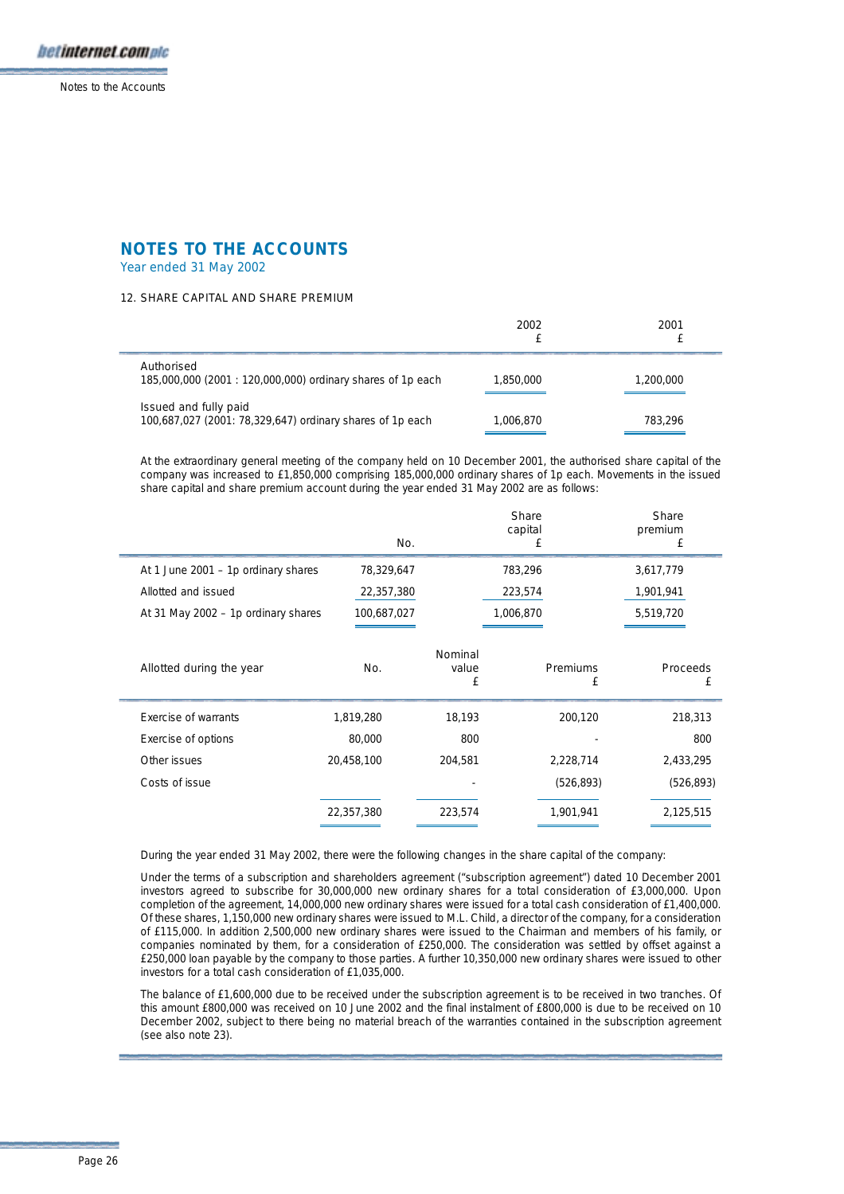# NOTES TO THE ACCOUNTS

Year ended 31 May 2002

## 12. SHARE CAPITAL AND SHARE PREMIUM

| | 2002 £ | 2001 £ |
|---|---|---|
| Authorised<br>185,000,000 (2001 : 120,000,000) ordinary shares of 1p each | 1,850,000 | 1,200,000 |
| Issued and fully paid<br>100,687,027 (2001: 78,329,647) ordinary shares of 1p each | 1,006,870 | 783,296 |

At the extraordinary general meeting of the company held on 10 December 2001, the authorised share capital of the company was increased to £1,850,000 comprising 185,000,000 ordinary shares of 1p each. Movements in the issued share capital and share premium account during the year ended 31 May 2002 are as follows:

| | No. | Share capital £ | Share premium £ |
|---|---|---|---|
| At 1 June 2001 – 1p ordinary shares | 78,329,647 | 783,296 | 3,617,779 |
| Allotted and issued | 22,357,380 | 223,574 | 1,901,941 |
| At 31 May 2002 – 1p ordinary shares | 100,687,027 | 1,006,870 | 5,519,720 |

| Allotted during the year | No. | Nominal value £ | Premiums £ | Proceeds £ |
|---|---|---|---|---|
| Exercise of warrants | 1,819,280 | 18,193 | 200,120 | 218,313 |
| Exercise of options | 80,000 | 800 | - | 800 |
| Other issues | 20,458,100 | 204,581 | 2,228,714 | 2,433,295 |
| Costs of issue | | - | (526,893) | (526,893) |
| | 22,357,380 | 223,574 | 1,901,941 | 2,125,515 |

During the year ended 31 May 2002, there were the following changes in the share capital of the company:

Under the terms of a subscription and shareholders agreement ("subscription agreement") dated 10 December 2001 investors agreed to subscribe for 30,000,000 new ordinary shares for a total consideration of £3,000,000. Upon completion of the agreement, 14,000,000 new ordinary shares were issued for a total cash consideration of £1,400,000. Of these shares, 1,150,000 new ordinary shares were issued to M.L. Child, a director of the company, for a consideration of £115,000. In addition 2,500,000 new ordinary shares were issued to the Chairman and members of his family, or companies nominated by them, for a consideration of £250,000. The consideration was settled by offset against a £250,000 loan payable by the company to those parties. A further 10,350,000 new ordinary shares were issued to other investors for a total cash consideration of £1,035,000.

The balance of £1,600,000 due to be received under the subscription agreement is to be received in two tranches. Of this amount £800,000 was received on 10 June 2002 and the final instalment of £800,000 is due to be received on 10 December 2002, subject to there being no material breach of the warranties contained in the subscription agreement (see also note 23).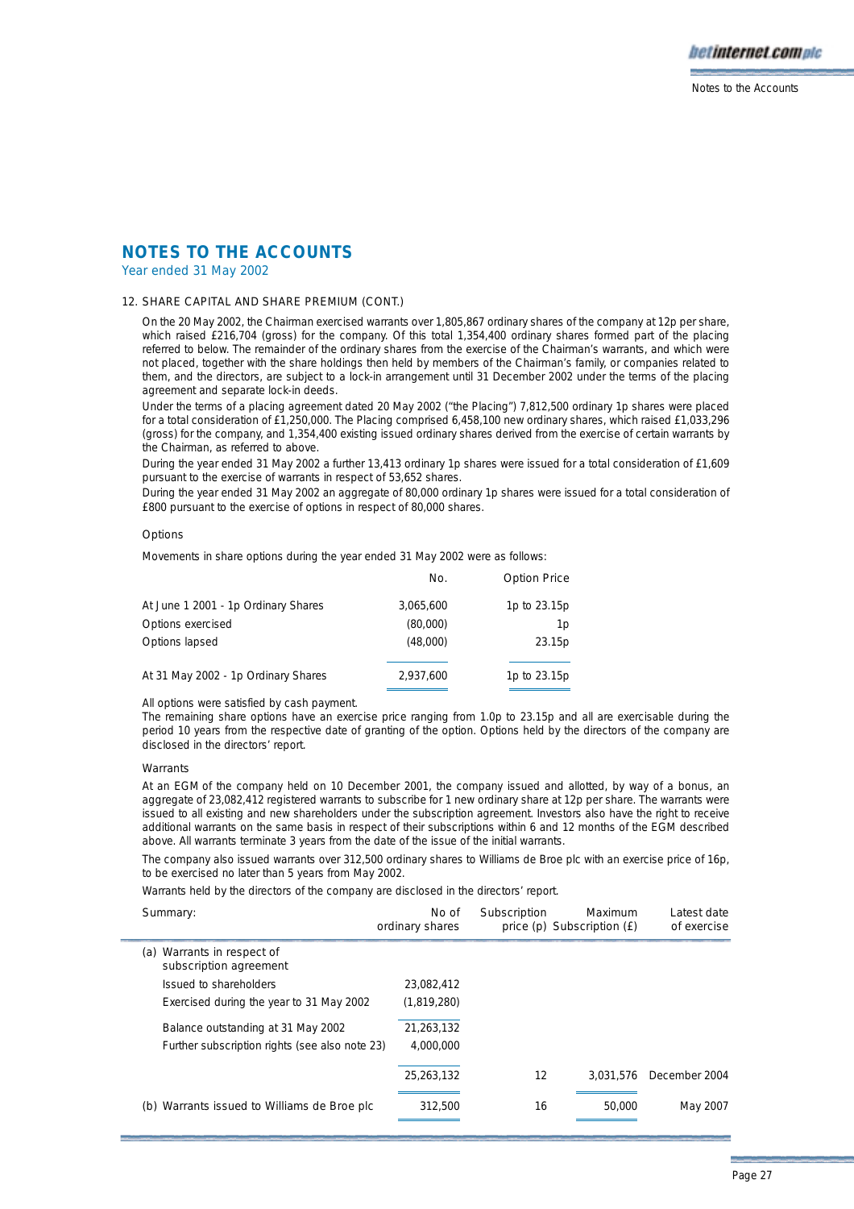## NOTES TO THE ACCOUNTS

Year ended 31 May 2002

12. SHARE CAPITAL AND SHARE PREMIUM (CONT.)

On the 20 May 2002, the Chairman exercised warrants over 1,805,867 ordinary shares of the company at 12p per share, which raised £216,704 (gross) for the company. Of this total 1,354,400 ordinary shares formed part of the placing referred to below. The remainder of the ordinary shares from the exercise of the Chairman's warrants, and which were not placed, together with the share holdings then held by members of the Chairman's family, or companies related to them, and the directors, are subject to a lock-in arrangement until 31 December 2002 under the terms of the placing agreement and separate lock-in deeds.

Under the terms of a placing agreement dated 20 May 2002 ("the Placing") 7,812,500 ordinary 1p shares were placed for a total consideration of £1,250,000. The Placing comprised 6,458,100 new ordinary shares, which raised £1,033,296 (gross) for the company, and 1,354,400 existing issued ordinary shares derived from the exercise of certain warrants by the Chairman, as referred to above.

During the year ended 31 May 2002 a further 13,413 ordinary 1p shares were issued for a total consideration of £1,609 pursuant to the exercise of warrants in respect of 53,652 shares.

During the year ended 31 May 2002 an aggregate of 80,000 ordinary 1p shares were issued for a total consideration of £800 pursuant to the exercise of options in respect of 80,000 shares.

Options

Movements in share options during the year ended 31 May 2002 were as follows:

| | No. | Option Price |
|---|---|---|
| At June 1 2001 - 1p Ordinary Shares | 3,065,600 | 1p to 23.15p |
| Options exercised | (80,000) | 1p |
| Options lapsed | (48,000) | 23.15p |
| At 31 May 2002 - 1p Ordinary Shares | 2,937,600 | 1p to 23.15p |

All options were satisfied by cash payment.

The remaining share options have an exercise price ranging from 1.0p to 23.15p and all are exercisable during the period 10 years from the respective date of granting of the option. Options held by the directors of the company are disclosed in the directors' report.

Warrants

At an EGM of the company held on 10 December 2001, the company issued and allotted, by way of a bonus, an aggregate of 23,082,412 registered warrants to subscribe for 1 new ordinary share at 12p per share. The warrants were issued to all existing and new shareholders under the subscription agreement. Investors also have the right to receive additional warrants on the same basis in respect of their subscriptions within 6 and 12 months of the EGM described above. All warrants terminate 3 years from the date of the issue of the initial warrants.

The company also issued warrants over 312,500 ordinary shares to Williams de Broe plc with an exercise price of 16p, to be exercised no later than 5 years from May 2002.

Warrants held by the directors of the company are disclosed in the directors' report.

| Summary: | No of ordinary shares | Subscription price (p) | Maximum Subscription (£) | Latest date of exercise |
|---|---|---|---|---|
| (a) Warrants in respect of subscription agreement | | | | |
| Issued to shareholders | 23,082,412 | | | |
| Exercised during the year to 31 May 2002 | (1,819,280) | | | |
| Balance outstanding at 31 May 2002 | 21,263,132 | | | |
| Further subscription rights (see also note 23) | 4,000,000 | | | |
| | 25,263,132 | 12 | 3,031,576 | December 2004 |
| (b) Warrants issued to Williams de Broe plc | 312,500 | 16 | 50,000 | May 2007 |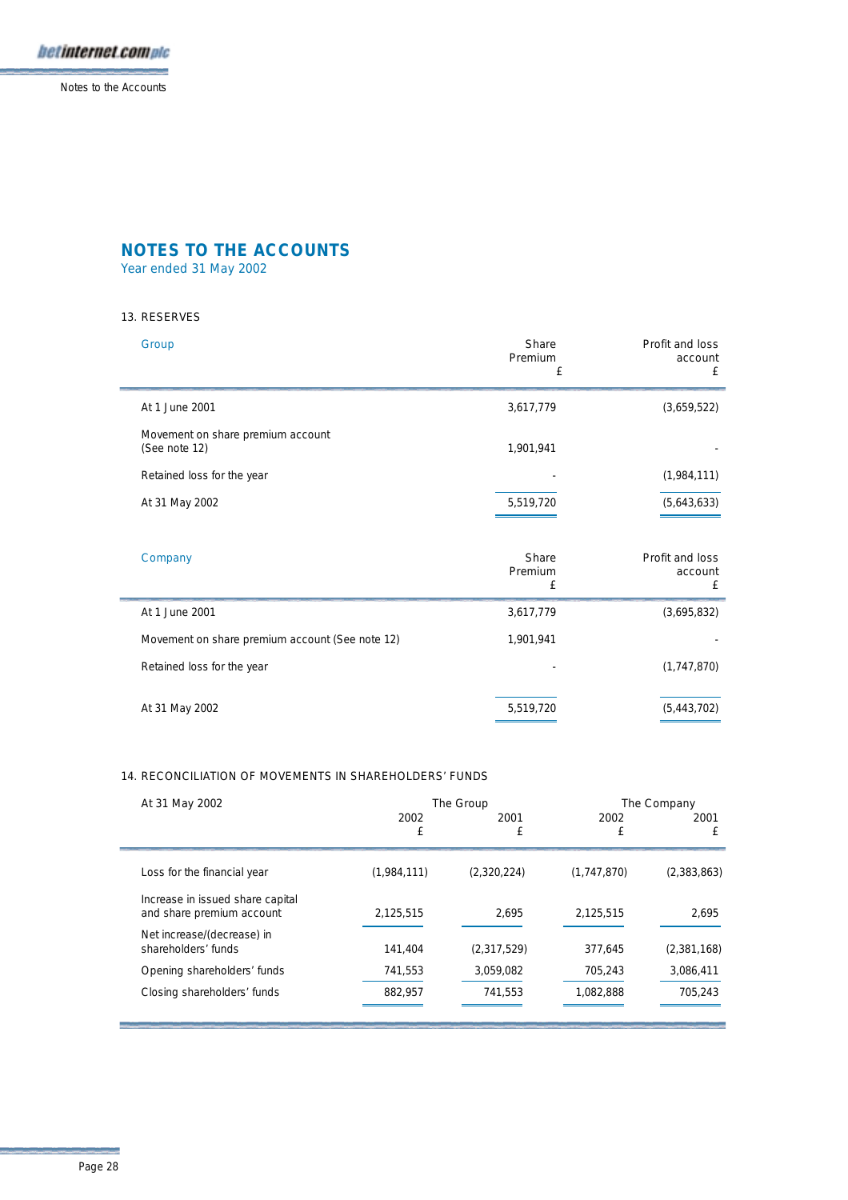# NOTES TO THE ACCOUNTS

Year ended 31 May 2002

## 13. RESERVES

| Group | Share Premium £ | Profit and loss account £ |
|---|---|---|
| At 1 June 2001 | 3,617,779 | (3,659,522) |
| Movement on share premium account (See note 12) | 1,901,941 | - |
| Retained loss for the year | - | (1,984,111) |
| At 31 May 2002 | 5,519,720 | (5,643,633) |

| Company | Share Premium £ | Profit and loss account £ |
|---|---|---|
| At 1 June 2001 | 3,617,779 | (3,695,832) |
| Movement on share premium account (See note 12) | 1,901,941 | - |
| Retained loss for the year | - | (1,747,870) |
| At 31 May 2002 | 5,519,720 | (5,443,702) |

## 14. RECONCILIATION OF MOVEMENTS IN SHAREHOLDERS' FUNDS

| At 31 May 2002 | The Group | | The Company | |
|---|---|---|---|---|
| | 2002 £ | 2001 £ | 2002 £ | 2001 £ |
| Loss for the financial year | (1,984,111) | (2,320,224) | (1,747,870) | (2,383,863) |
| Increase in issued share capital and share premium account | 2,125,515 | 2,695 | 2,125,515 | 2,695 |
| Net increase/(decrease) in shareholders' funds | 141,404 | (2,317,529) | 377,645 | (2,381,168) |
| Opening shareholders' funds | 741,553 | 3,059,082 | 705,243 | 3,086,411 |
| Closing shareholders' funds | 882,957 | 741,553 | 1,082,888 | 705,243 |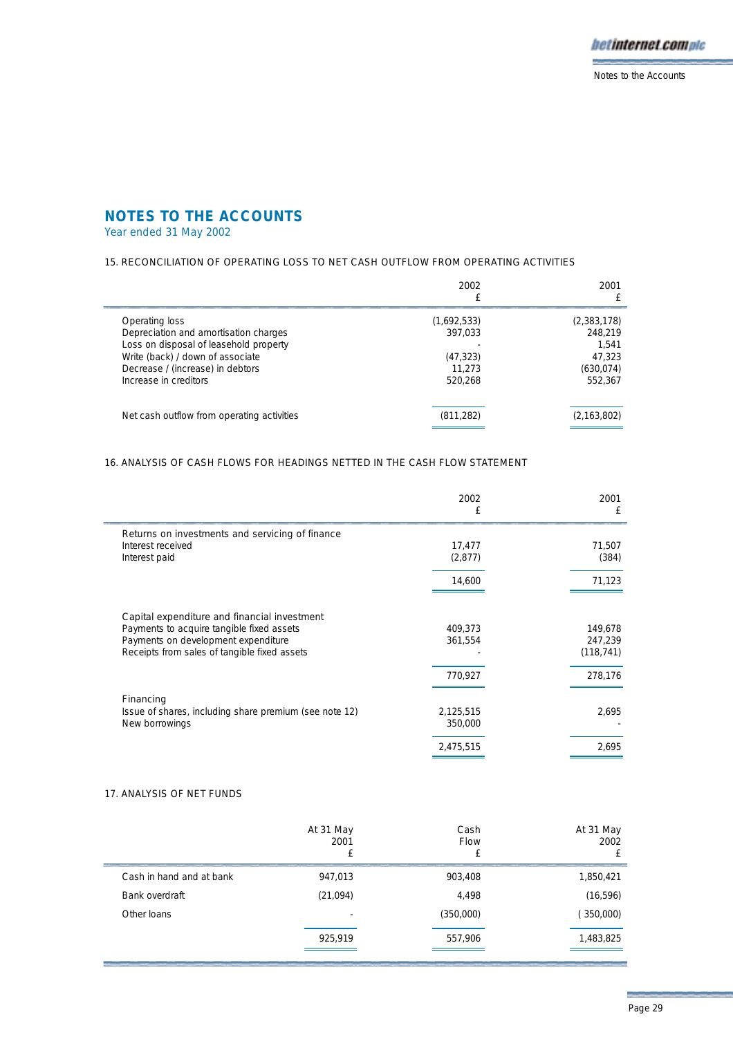# NOTES TO THE ACCOUNTS

Year ended 31 May 2002

## 15. RECONCILIATION OF OPERATING LOSS TO NET CASH OUTFLOW FROM OPERATING ACTIVITIES

| | 2002 £ | 2001 £ |
|---|---|---|
| Operating loss | (1,692,533) | (2,383,178) |
| Depreciation and amortisation charges | 397,033 | 248,219 |
| Loss on disposal of leasehold property | - | 1,541 |
| Write (back) / down of associate | (47,323) | 47,323 |
| Decrease / (increase) in debtors | 11,273 | (630,074) |
| Increase in creditors | 520,268 | 552,367 |
| Net cash outflow from operating activities | (811,282) | (2,163,802) |

## 16. ANALYSIS OF CASH FLOWS FOR HEADINGS NETTED IN THE CASH FLOW STATEMENT

| | 2002 £ | 2001 £ |
|---|---|---|
| Returns on investments and servicing of finance | | |
| Interest received | 17,477 | 71,507 |
| Interest paid | (2,877) | (384) |
| | 14,600 | 71,123 |
| Capital expenditure and financial investment | | |
| Payments to acquire tangible fixed assets | 409,373 | 149,678 |
| Payments on development expenditure | 361,554 | 247,239 |
| Receipts from sales of tangible fixed assets | - | (118,741) |
| | 770,927 | 278,176 |
| Financing | | |
| Issue of shares, including share premium (see note 12) | 2,125,515 | 2,695 |
| New borrowings | 350,000 | - |
| | 2,475,515 | 2,695 |

## 17. ANALYSIS OF NET FUNDS

| | At 31 May 2001 £ | Cash Flow £ | At 31 May 2002 £ |
|---|---|---|---|
| Cash in hand and at bank | 947,013 | 903,408 | 1,850,421 |
| Bank overdraft | (21,094) | 4,498 | (16,596) |
| Other loans | - | (350,000) | (350,000) |
| | 925,919 | 557,906 | 1,483,825 |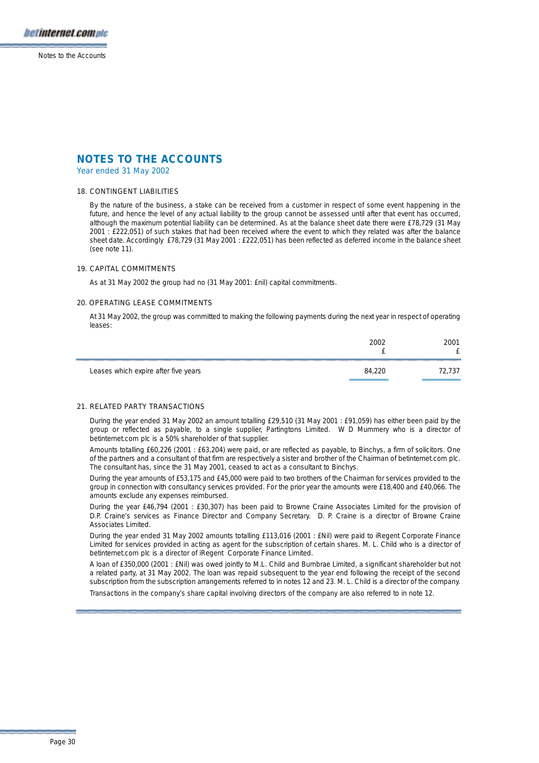# NOTES TO THE ACCOUNTS

Year ended 31 May 2002

## 18. CONTINGENT LIABILITIES

By the nature of the business, a stake can be received from a customer in respect of some event happening in the future, and hence the level of any actual liability to the group cannot be assessed until after that event has occurred, although the maximum potential liability can be determined. As at the balance sheet date there were £78,729 (31 May 2001 : £222,051) of such stakes that had been received where the event to which they related was after the balance sheet date. Accordingly £78,729 (31 May 2001 : £222,051) has been reflected as deferred income in the balance sheet (see note 11).

## 19. CAPITAL COMMITMENTS

As at 31 May 2002 the group had no (31 May 2001: £nil) capital commitments.

## 20. OPERATING LEASE COMMITMENTS

At 31 May 2002, the group was committed to making the following payments during the next year in respect of operating leases:

| | 2002 £ | 2001 £ |
|---|---|---|
| Leases which expire after five years | 84,220 | 72,737 |

## 21. RELATED PARTY TRANSACTIONS

During the year ended 31 May 2002 an amount totalling £29,510 (31 May 2001 : £91,059) has either been paid by the group or reflected as payable, to a single supplier, Partingtons Limited. W D Mummery who is a director of betinternet.com plc is a 50% shareholder of that supplier.

Amounts totalling £60,226 (2001 : £63,204) were paid, or are reflected as payable, to Binchys, a firm of solicitors. One of the partners and a consultant of that firm are respectively a sister and brother of the Chairman of betinternet.com plc. The consultant has, since the 31 May 2001, ceased to act as a consultant to Binchys.

During the year amounts of £53,175 and £45,000 were paid to two brothers of the Chairman for services provided to the group in connection with consultancy services provided. For the prior year the amounts were £18,400 and £40,066. The amounts exclude any expenses reimbursed.

During the year £46,794 (2001 : £30,307) has been paid to Browne Craine Associates Limited for the provision of D.P. Craine's services as Finance Director and Company Secretary. D. P. Craine is a director of Browne Craine Associates Limited.

During the year ended 31 May 2002 amounts totalling £113,016 (2001 : £Nil) were paid to iRegent Corporate Finance Limited for services provided in acting as agent for the subscription of certain shares. M. L. Child who is a director of betinternet.com plc is a director of iRegent Corporate Finance Limited.

A loan of £350,000 (2001 : £Nil) was owed jointly to M.L. Child and Burnbrae Limited, a significant shareholder but not a related party, at 31 May 2002. The loan was repaid subsequent to the year end following the receipt of the second subscription from the subscription arrangements referred to in notes 12 and 23. M. L. Child is a director of the company.

Transactions in the company's share capital involving directors of the company are also referred to in note 12.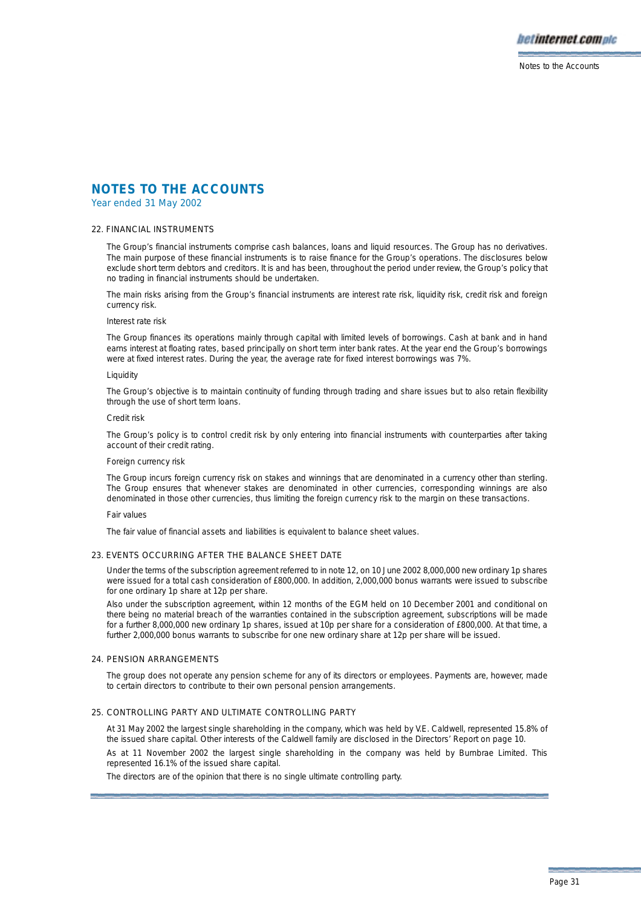# NOTES TO THE ACCOUNTS

Year ended 31 May 2002

## 22. FINANCIAL INSTRUMENTS

The Group's financial instruments comprise cash balances, loans and liquid resources. The Group has no derivatives. The main purpose of these financial instruments is to raise finance for the Group's operations. The disclosures below exclude short term debtors and creditors. It is and has been, throughout the period under review, the Group's policy that no trading in financial instruments should be undertaken.

The main risks arising from the Group's financial instruments are interest rate risk, liquidity risk, credit risk and foreign currency risk.

### Interest rate risk

The Group finances its operations mainly through capital with limited levels of borrowings. Cash at bank and in hand earns interest at floating rates, based principally on short term inter bank rates. At the year end the Group's borrowings were at fixed interest rates. During the year, the average rate for fixed interest borrowings was 7%.

### Liquidity

The Group's objective is to maintain continuity of funding through trading and share issues but to also retain flexibility through the use of short term loans.

### Credit risk

The Group's policy is to control credit risk by only entering into financial instruments with counterparties after taking account of their credit rating.

### Foreign currency risk

The Group incurs foreign currency risk on stakes and winnings that are denominated in a currency other than sterling. The Group ensures that whenever stakes are denominated in other currencies, corresponding winnings are also denominated in those other currencies, thus limiting the foreign currency risk to the margin on these transactions.

### Fair values

The fair value of financial assets and liabilities is equivalent to balance sheet values.

## 23. EVENTS OCCURRING AFTER THE BALANCE SHEET DATE

Under the terms of the subscription agreement referred to in note 12, on 10 June 2002 8,000,000 new ordinary 1p shares were issued for a total cash consideration of £800,000. In addition, 2,000,000 bonus warrants were issued to subscribe for one ordinary 1p share at 12p per share.

Also under the subscription agreement, within 12 months of the EGM held on 10 December 2001 and conditional on there being no material breach of the warranties contained in the subscription agreement, subscriptions will be made for a further 8,000,000 new ordinary 1p shares, issued at 10p per share for a consideration of £800,000. At that time, a further 2,000,000 bonus warrants to subscribe for one new ordinary share at 12p per share will be issued.

## 24. PENSION ARRANGEMENTS

The group does not operate any pension scheme for any of its directors or employees. Payments are, however, made to certain directors to contribute to their own personal pension arrangements.

## 25. CONTROLLING PARTY AND ULTIMATE CONTROLLING PARTY

At 31 May 2002 the largest single shareholding in the company, which was held by V.E. Caldwell, represented 15.8% of the issued share capital. Other interests of the Caldwell family are disclosed in the Directors' Report on page 10.

As at 11 November 2002 the largest single shareholding in the company was held by Burnbrae Limited. This represented 16.1% of the issued share capital.

The directors are of the opinion that there is no single ultimate controlling party.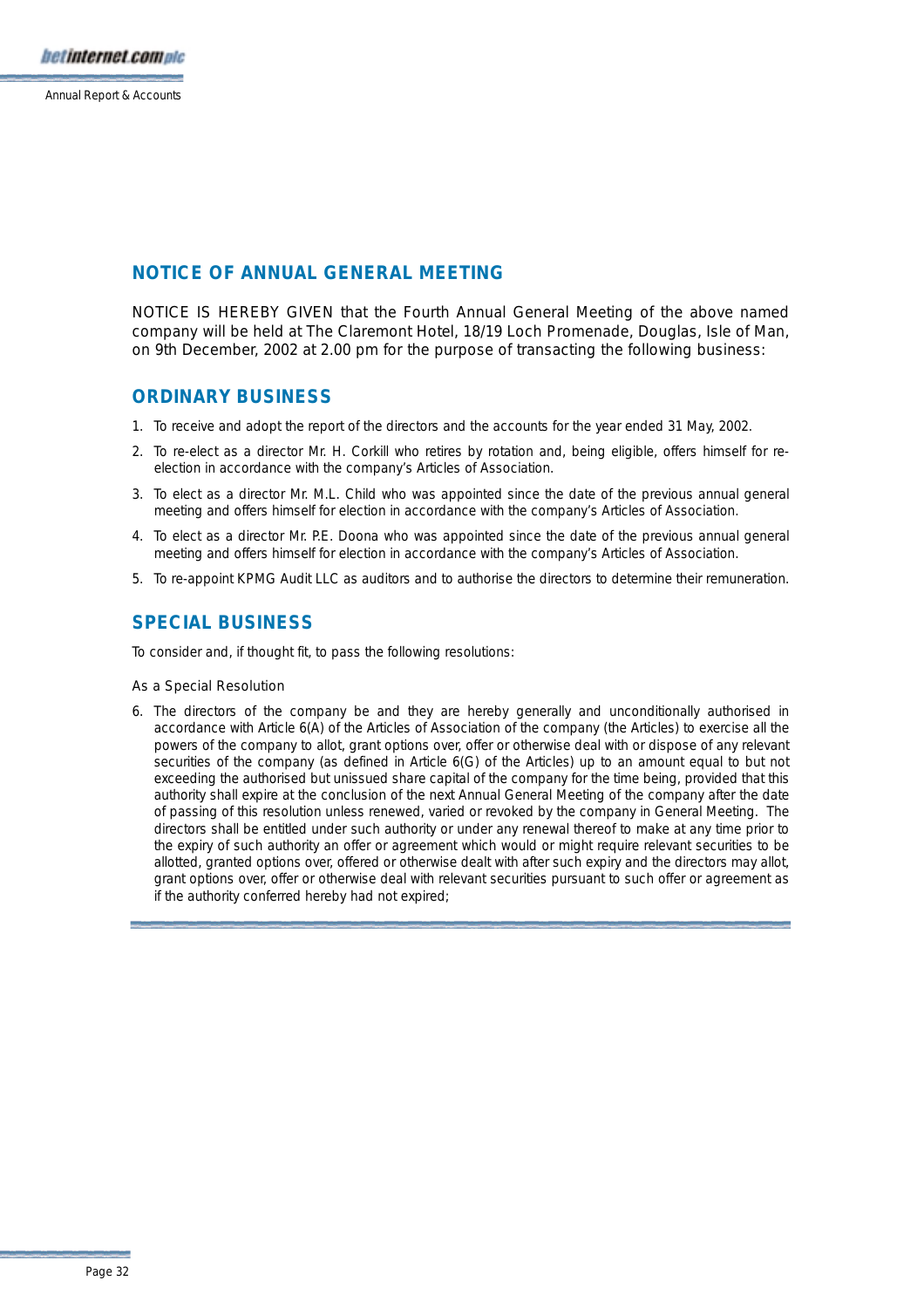## NOTICE OF ANNUAL GENERAL MEETING

NOTICE IS HEREBY GIVEN that the Fourth Annual General Meeting of the above named company will be held at The Claremont Hotel, 18/19 Loch Promenade, Douglas, Isle of Man, on 9th December, 2002 at 2.00 pm for the purpose of transacting the following business:

## ORDINARY BUSINESS

1. To receive and adopt the report of the directors and the accounts for the year ended 31 May, 2002.
2. To re-elect as a director Mr. H. Corkill who retires by rotation and, being eligible, offers himself for re-election in accordance with the company's Articles of Association.
3. To elect as a director Mr. M.L. Child who was appointed since the date of the previous annual general meeting and offers himself for election in accordance with the company's Articles of Association.
4. To elect as a director Mr. P.E. Doona who was appointed since the date of the previous annual general meeting and offers himself for election in accordance with the company's Articles of Association.
5. To re-appoint KPMG Audit LLC as auditors and to authorise the directors to determine their remuneration.

## SPECIAL BUSINESS

To consider and, if thought fit, to pass the following resolutions:

As a Special Resolution

6. The directors of the company be and they are hereby generally and unconditionally authorised in accordance with Article 6(A) of the Articles of Association of the company (the Articles) to exercise all the powers of the company to allot, grant options over, offer or otherwise deal with or dispose of any relevant securities of the company (as defined in Article 6(G) of the Articles) up to an amount equal to but not exceeding the authorised but unissued share capital of the company for the time being, provided that this authority shall expire at the conclusion of the next Annual General Meeting of the company after the date of passing of this resolution unless renewed, varied or revoked by the company in General Meeting. The directors shall be entitled under such authority or under any renewal thereof to make at any time prior to the expiry of such authority an offer or agreement which would or might require relevant securities to be allotted, granted options over, offered or otherwise dealt with after such expiry and the directors may allot, grant options over, offer or otherwise deal with relevant securities pursuant to such offer or agreement as if the authority conferred hereby had not expired;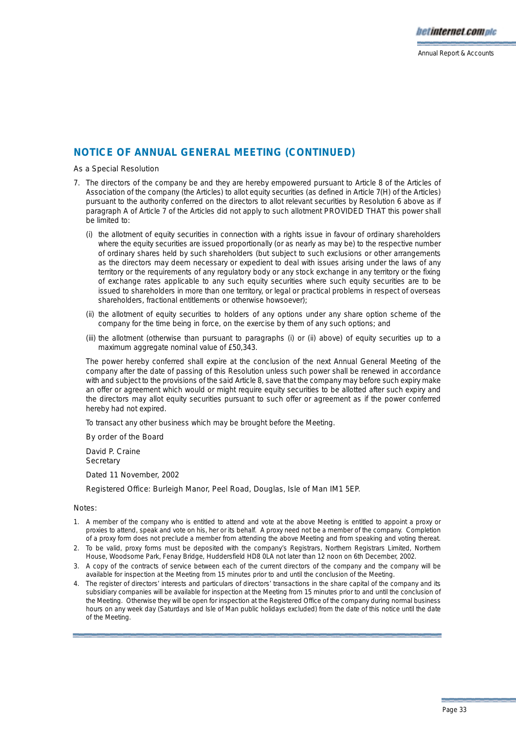## NOTICE OF ANNUAL GENERAL MEETING (CONTINUED)

As a Special Resolution

7. The directors of the company be and they are hereby empowered pursuant to Article 8 of the Articles of Association of the company (the Articles) to allot equity securities (as defined in Article 7(H) of the Articles) pursuant to the authority conferred on the directors to allot relevant securities by Resolution 6 above as if paragraph A of Article 7 of the Articles did not apply to such allotment PROVIDED THAT this power shall be limited to:

   (i) the allotment of equity securities in connection with a rights issue in favour of ordinary shareholders where the equity securities are issued proportionally (or as nearly as may be) to the respective number of ordinary shares held by such shareholders (but subject to such exclusions or other arrangements as the directors may deem necessary or expedient to deal with issues arising under the laws of any territory or the requirements of any regulatory body or any stock exchange in any territory or the fixing of exchange rates applicable to any such equity securities where such equity securities are to be issued to shareholders in more than one territory, or legal or practical problems in respect of overseas shareholders, fractional entitlements or otherwise howsoever);

   (ii) the allotment of equity securities to holders of any options under any share option scheme of the company for the time being in force, on the exercise by them of any such options; and

   (iii) the allotment (otherwise than pursuant to paragraphs (i) or (ii) above) of equity securities up to a maximum aggregate nominal value of £50,343.

   The power hereby conferred shall expire at the conclusion of the next Annual General Meeting of the company after the date of passing of this Resolution unless such power shall be renewed in accordance with and subject to the provisions of the said Article 8, save that the company may before such expiry make an offer or agreement which would or might require equity securities to be allotted after such expiry and the directors may allot equity securities pursuant to such offer or agreement as if the power conferred hereby had not expired.

   To transact any other business which may be brought before the Meeting.

   By order of the Board

   David P. Craine
   Secretary

   Dated 11 November, 2002

   Registered Office: Burleigh Manor, Peel Road, Douglas, Isle of Man IM1 5EP.

Notes:

1. A member of the company who is entitled to attend and vote at the above Meeting is entitled to appoint a proxy or proxies to attend, speak and vote on his, her or its behalf. A proxy need not be a member of the company. Completion of a proxy form does not preclude a member from attending the above Meeting and from speaking and voting thereat.
2. To be valid, proxy forms must be deposited with the company's Registrars, Northern Registrars Limited, Northern House, Woodsome Park, Fenay Bridge, Huddersfield HD8 0LA not later than 12 noon on 6th December, 2002.
3. A copy of the contracts of service between each of the current directors of the company and the company will be available for inspection at the Meeting from 15 minutes prior to and until the conclusion of the Meeting.
4. The register of directors' interests and particulars of directors' transactions in the share capital of the company and its subsidiary companies will be available for inspection at the Meeting from 15 minutes prior to and until the conclusion of the Meeting. Otherwise they will be open for inspection at the Registered Office of the company during normal business hours on any week day (Saturdays and Isle of Man public holidays excluded) from the date of this notice until the date of the Meeting.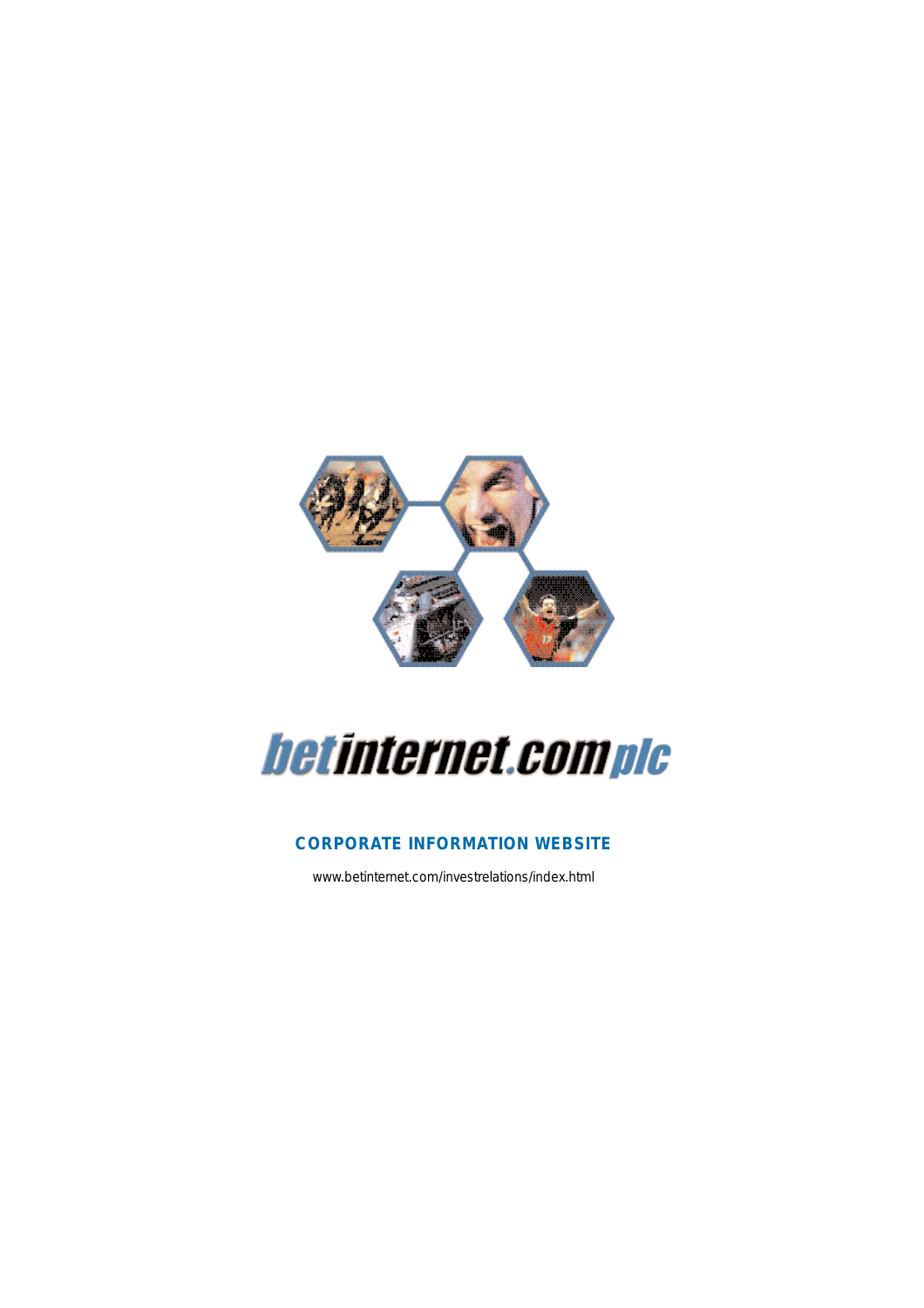**betinternet.com plc**

**CORPORATE INFORMATION WEBSITE**

www.betinternet.com/investrelations/index.html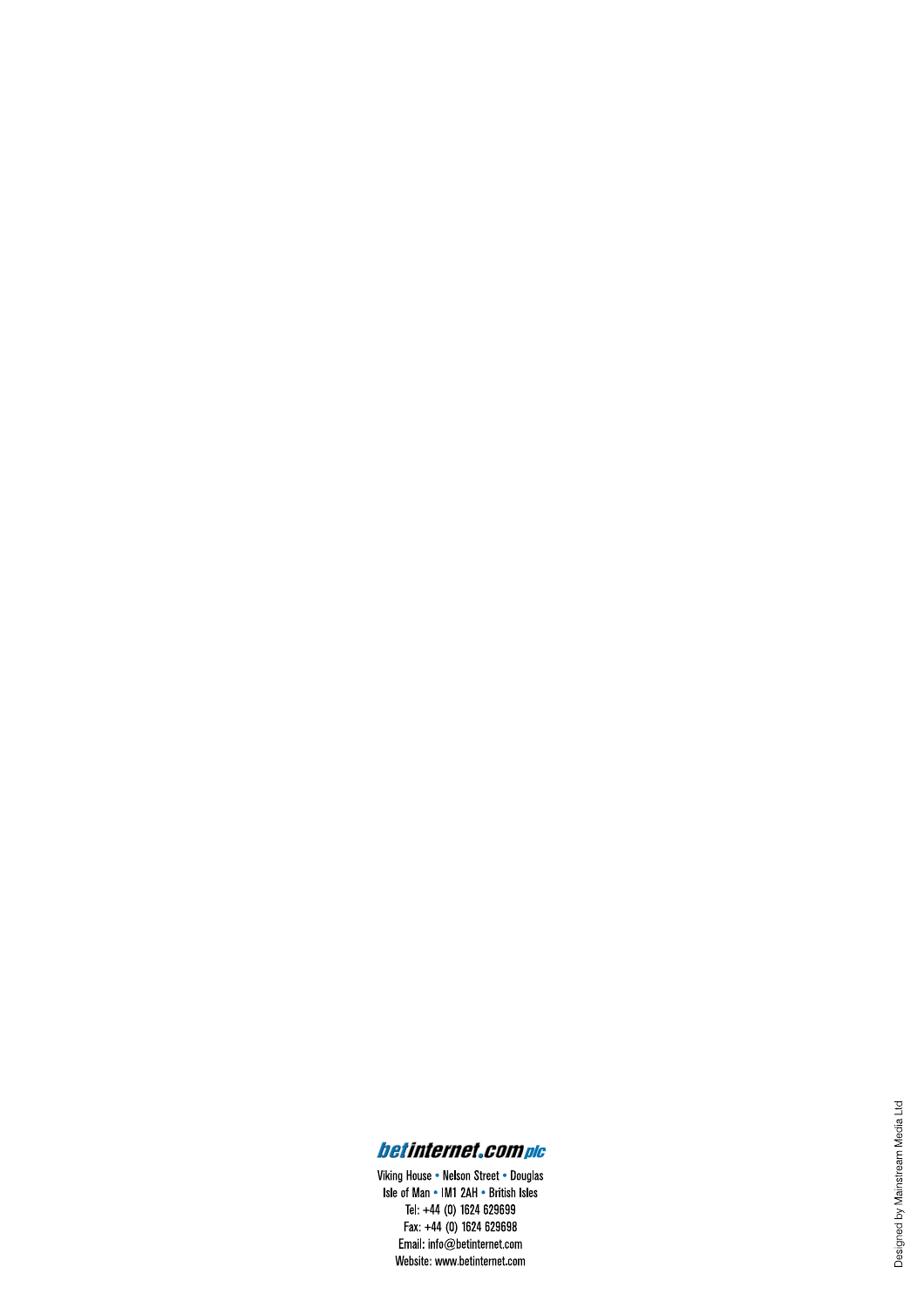**betinternet.com plc**

Viking House • Nelson Street • Douglas
Isle of Man • IM1 2AH • British Isles
Tel: +44 (0) 1624 629699
Fax: +44 (0) 1624 629698
Email: info@betinternet.com
Website: www.betinternet.com

Designed by Mainstream Media Ltd